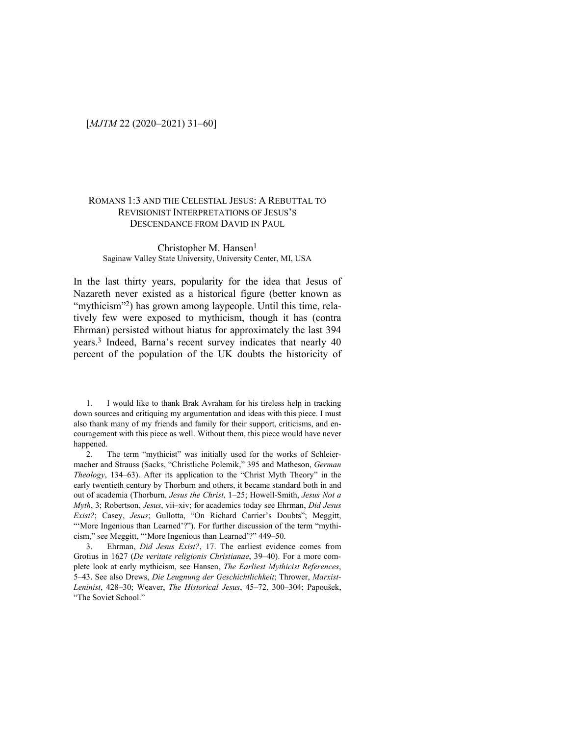# Romans 1:3 and the Celestial Jesus: A Rebuttal to Revisionist Interpretations of Jesus's Descendance from David in Paul

Christopher M. Hansen[1]
Saginaw Valley State University, University Center, MI, USA

In the last thirty years, popularity for the idea that Jesus of Nazareth never existed as a historical figure (better known as "mythicism"[2]) has grown among laypeople. Until this time, relatively few were exposed to mythicism, though it has (contra Ehrman) persisted without hiatus for approximately the last 394 years.[3] Indeed, Barna's recent survey indicates that nearly 40 percent of the population of the UK doubts the historicity of

---

1. I would like to thank Brak Avraham for his tireless help in tracking down sources and critiquing my argumentation and ideas with this piece. I must also thank many of my friends and family for their support, criticisms, and encouragement with this piece as well. Without them, this piece would have never happened.

2. The term "mythicist" was initially used for the works of Schleiermacher and Strauss (Sacks, "Christliche Polemik," 395 and Matheson, *German Theology*, 134–63). After its application to the "Christ Myth Theory" in the early twentieth century by Thorburn and others, it became standard both in and out of academia (Thorburn, *Jesus the Christ*, 1–25; Howell-Smith, *Jesus Not a Myth*, 3; Robertson, *Jesus*, vii–xiv; for academics today see Ehrman, *Did Jesus Exist?*; Casey, *Jesus*; Gullotta, "On Richard Carrier's Doubts"; Meggitt, "'More Ingenious than Learned'?"). For further discussion of the term "mythicism," see Meggitt, "'More Ingenious than Learned'?" 449–50.

3. Ehrman, *Did Jesus Exist?*, 17. The earliest evidence comes from Grotius in 1627 (*De veritate religionis Christianae*, 39–40). For a more complete look at early mythicism, see Hansen, *The Earliest Mythicist References*, 5–43. See also Drews, *Die Leugnung der Geschichtlichkeit*; Thrower, *Marxist-Leninist*, 428–30; Weaver, *The Historical Jesus*, 45–72, 300–304; Papoušek, "The Soviet School."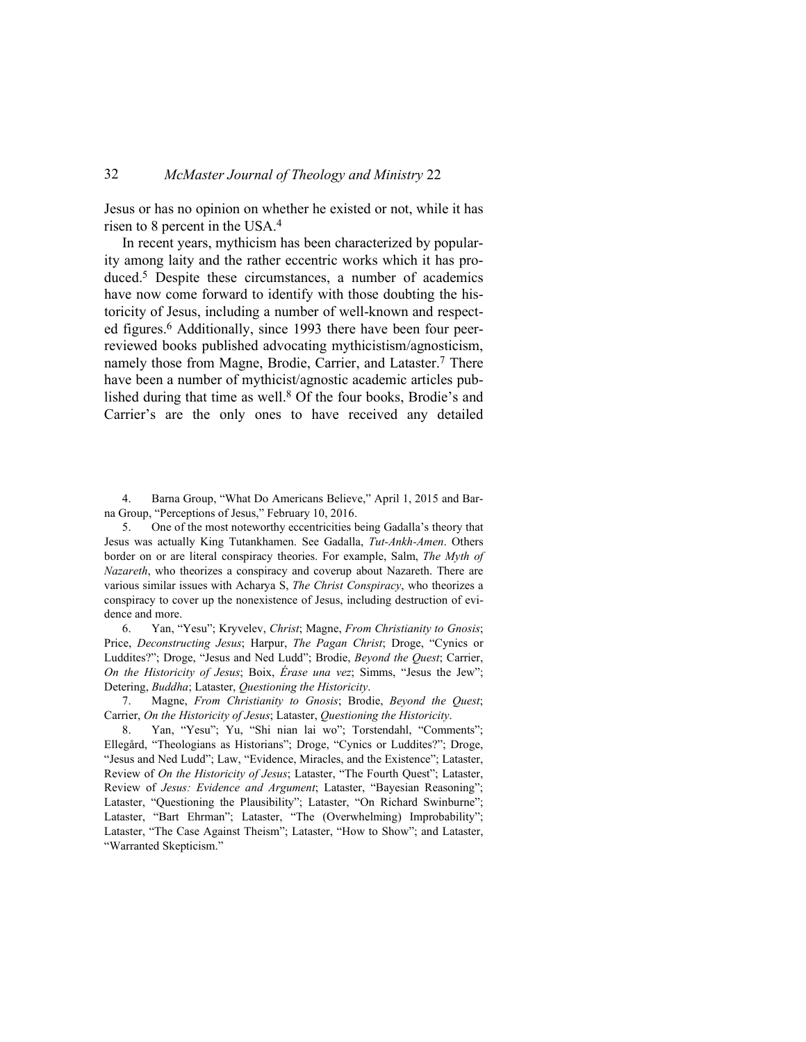Jesus or has no opinion on whether he existed or not, while it has risen to 8 percent in the USA.[4]

In recent years, mythicism has been characterized by popularity among laity and the rather eccentric works which it has produced.[5] Despite these circumstances, a number of academics have now come forward to identify with those doubting the historicity of Jesus, including a number of well-known and respected figures.[6] Additionally, since 1993 there have been four peer-reviewed books published advocating mythicistism/agnosticism, namely those from Magne, Brodie, Carrier, and Lataster.[7] There have been a number of mythicist/agnostic academic articles published during that time as well.[8] Of the four books, Brodie's and Carrier's are the only ones to have received any detailed

4. Barna Group, "What Do Americans Believe," April 1, 2015 and Barna Group, "Perceptions of Jesus," February 10, 2016.

5. One of the most noteworthy eccentricities being Gadalla's theory that Jesus was actually King Tutankhamen. See Gadalla, *Tut-Ankh-Amen*. Others border on or are literal conspiracy theories. For example, Salm, *The Myth of Nazareth*, who theorizes a conspiracy and coverup about Nazareth. There are various similar issues with Acharya S, *The Christ Conspiracy*, who theorizes a conspiracy to cover up the nonexistence of Jesus, including destruction of evidence and more.

6. Yan, "Yesu"; Kryvelev, *Christ*; Magne, *From Christianity to Gnosis*; Price, *Deconstructing Jesus*; Harpur, *The Pagan Christ*; Droge, "Cynics or Luddites?"; Droge, "Jesus and Ned Ludd"; Brodie, *Beyond the Quest*; Carrier, *On the Historicity of Jesus*; Boix, *Érase una vez*; Simms, "Jesus the Jew"; Detering, *Buddha*; Lataster, *Questioning the Historicity*.

7. Magne, *From Christianity to Gnosis*; Brodie, *Beyond the Quest*; Carrier, *On the Historicity of Jesus*; Lataster, *Questioning the Historicity*.

8. Yan, "Yesu"; Yu, "Shi nian lai wo"; Torstendahl, "Comments"; Ellegård, "Theologians as Historians"; Droge, "Cynics or Luddites?"; Droge, "Jesus and Ned Ludd"; Law, "Evidence, Miracles, and the Existence"; Lataster, Review of *On the Historicity of Jesus*; Lataster, "The Fourth Quest"; Lataster, Review of *Jesus: Evidence and Argument*; Lataster, "Bayesian Reasoning"; Lataster, "Questioning the Plausibility"; Lataster, "On Richard Swinburne"; Lataster, "Bart Ehrman"; Lataster, "The (Overwhelming) Improbability"; Lataster, "The Case Against Theism"; Lataster, "How to Show"; and Lataster, "Warranted Skepticism."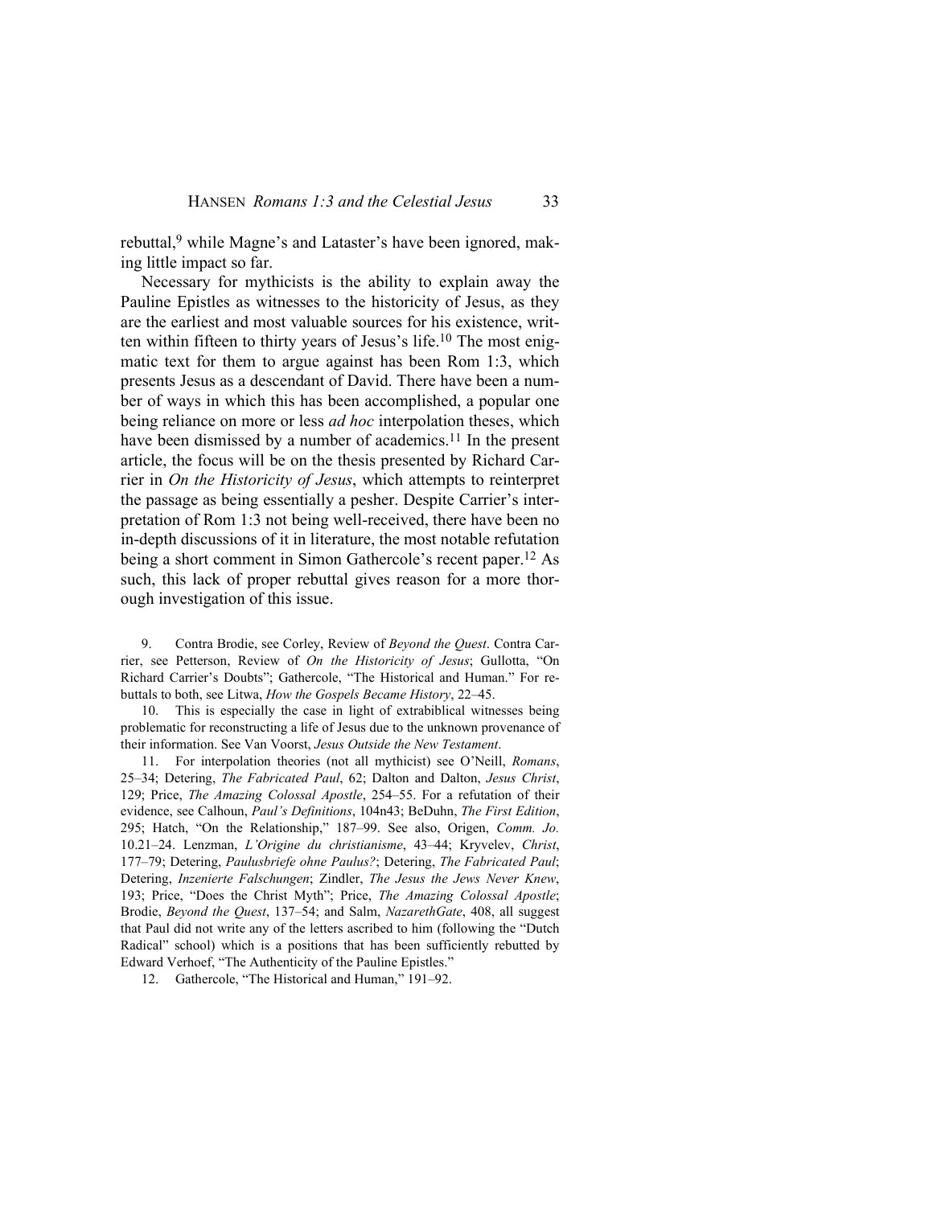rebuttal,[9] while Magne's and Lataster's have been ignored, making little impact so far.

Necessary for mythicists is the ability to explain away the Pauline Epistles as witnesses to the historicity of Jesus, as they are the earliest and most valuable sources for his existence, written within fifteen to thirty years of Jesus's life.[10] The most enigmatic text for them to argue against has been Rom 1:3, which presents Jesus as a descendant of David. There have been a number of ways in which this has been accomplished, a popular one being reliance on more or less *ad hoc* interpolation theses, which have been dismissed by a number of academics.[11] In the present article, the focus will be on the thesis presented by Richard Carrier in *On the Historicity of Jesus*, which attempts to reinterpret the passage as being essentially a pesher. Despite Carrier's interpretation of Rom 1:3 not being well-received, there have been no in-depth discussions of it in literature, the most notable refutation being a short comment in Simon Gathercole's recent paper.[12] As such, this lack of proper rebuttal gives reason for a more thorough investigation of this issue.

9. Contra Brodie, see Corley, Review of *Beyond the Quest*. Contra Carrier, see Petterson, Review of *On the Historicity of Jesus*; Gullotta, "On Richard Carrier's Doubts"; Gathercole, "The Historical and Human." For rebuttals to both, see Litwa, *How the Gospels Became History*, 22–45.

10. This is especially the case in light of extrabiblical witnesses being problematic for reconstructing a life of Jesus due to the unknown provenance of their information. See Van Voorst, *Jesus Outside the New Testament*.

11. For interpolation theories (not all mythicist) see O'Neill, *Romans*, 25–34; Detering, *The Fabricated Paul*, 62; Dalton and Dalton, *Jesus Christ*, 129; Price, *The Amazing Colossal Apostle*, 254–55. For a refutation of their evidence, see Calhoun, *Paul's Definitions*, 104n43; BeDuhn, *The First Edition*, 295; Hatch, "On the Relationship," 187–99. See also, Origen, *Comm. Jo.* 10.21–24. Lenzman, *L'Origine du christianisme*, 43–44; Kryvelev, *Christ*, 177–79; Detering, *Paulusbriefe ohne Paulus?*; Detering, *The Fabricated Paul*; Detering, *Inzenierte Falschungen*; Zindler, *The Jesus the Jews Never Knew*, 193; Price, "Does the Christ Myth"; Price, *The Amazing Colossal Apostle*; Brodie, *Beyond the Quest*, 137–54; and Salm, *NazarethGate*, 408, all suggest that Paul did not write any of the letters ascribed to him (following the "Dutch Radical" school) which is a positions that has been sufficiently rebutted by Edward Verhoef, "The Authenticity of the Pauline Epistles."

12. Gathercole, "The Historical and Human," 191–92.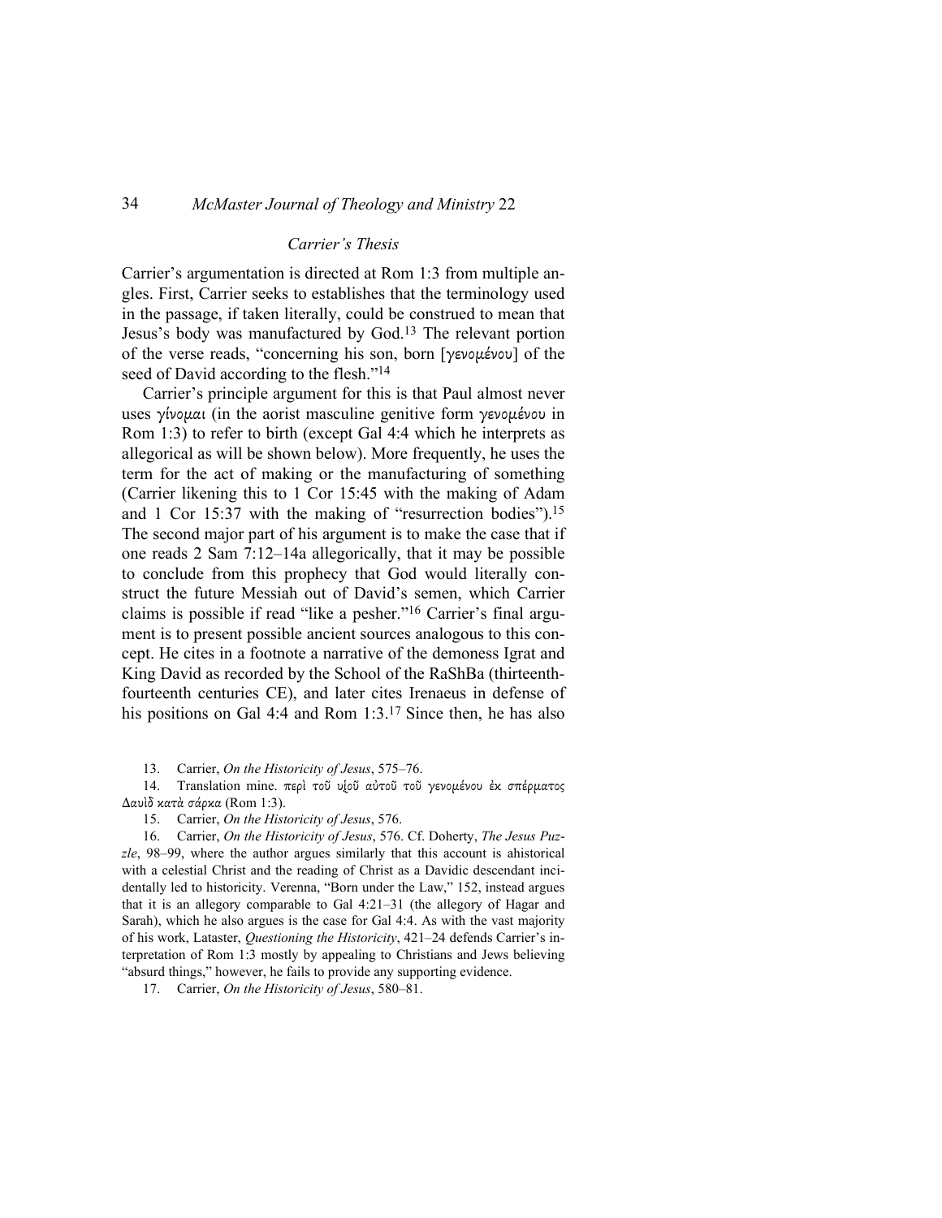### *Carrier's Thesis*

Carrier's argumentation is directed at Rom 1:3 from multiple angles. First, Carrier seeks to establishes that the terminology used in the passage, if taken literally, could be construed to mean that Jesus's body was manufactured by God.[13] The relevant portion of the verse reads, "concerning his son, born [γενομένου] of the seed of David according to the flesh."[14]

Carrier's principle argument for this is that Paul almost never uses γίνομαι (in the aorist masculine genitive form γενομένου in Rom 1:3) to refer to birth (except Gal 4:4 which he interprets as allegorical as will be shown below). More frequently, he uses the term for the act of making or the manufacturing of something (Carrier likening this to 1 Cor 15:45 with the making of Adam and 1 Cor 15:37 with the making of "resurrection bodies").[15] The second major part of his argument is to make the case that if one reads 2 Sam 7:12–14a allegorically, that it may be possible to conclude from this prophecy that God would literally construct the future Messiah out of David's semen, which Carrier claims is possible if read "like a pesher."[16] Carrier's final argument is to present possible ancient sources analogous to this concept. He cites in a footnote a narrative of the demoness Igrat and King David as recorded by the School of the RaShBa (thirteenth-fourteenth centuries CE), and later cites Irenaeus in defense of his positions on Gal 4:4 and Rom 1:3.[17] Since then, he has also

13. Carrier, *On the Historicity of Jesus*, 575–76.

14. Translation mine. περὶ τοῦ υἱοῦ αὐτοῦ τοῦ γενομένου ἐκ σπέρματος Δαυὶδ κατὰ σάρκα (Rom 1:3).

15. Carrier, *On the Historicity of Jesus*, 576.

16. Carrier, *On the Historicity of Jesus*, 576. Cf. Doherty, *The Jesus Puzzle*, 98–99, where the author argues similarly that this account is ahistorical with a celestial Christ and the reading of Christ as a Davidic descendant incidentally led to historicity. Verenna, "Born under the Law," 152, instead argues that it is an allegory comparable to Gal 4:21–31 (the allegory of Hagar and Sarah), which he also argues is the case for Gal 4:4. As with the vast majority of his work, Lataster, *Questioning the Historicity*, 421–24 defends Carrier's interpretation of Rom 1:3 mostly by appealing to Christians and Jews believing "absurd things," however, he fails to provide any supporting evidence.

17. Carrier, *On the Historicity of Jesus*, 580–81.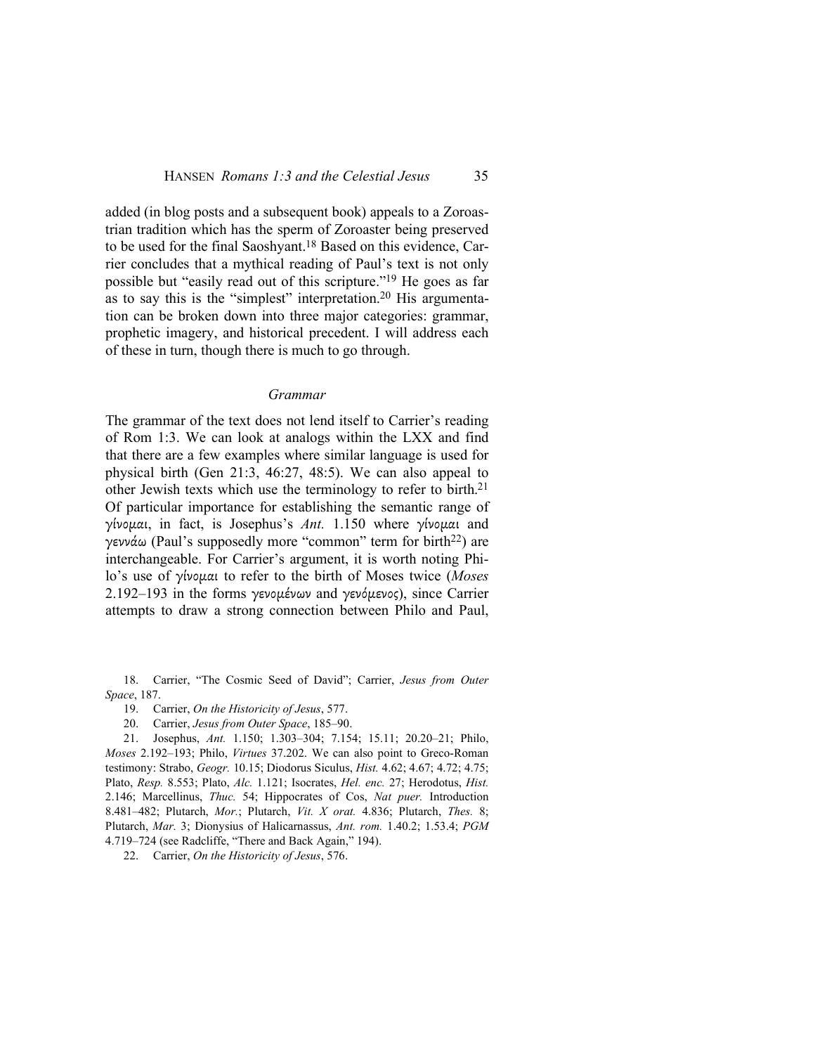added (in blog posts and a subsequent book) appeals to a Zoroastrian tradition which has the sperm of Zoroaster being preserved to be used for the final Saoshyant.[18] Based on this evidence, Carrier concludes that a mythical reading of Paul's text is not only possible but "easily read out of this scripture."[19] He goes as far as to say this is the "simplest" interpretation.[20] His argumentation can be broken down into three major categories: grammar, prophetic imagery, and historical precedent. I will address each of these in turn, though there is much to go through.

### *Grammar*

The grammar of the text does not lend itself to Carrier's reading of Rom 1:3. We can look at analogs within the LXX and find that there are a few examples where similar language is used for physical birth (Gen 21:3, 46:27, 48:5). We can also appeal to other Jewish texts which use the terminology to refer to birth.[21] Of particular importance for establishing the semantic range of γίνομαι, in fact, is Josephus's *Ant.* 1.150 where γίνομαι and γεννάω (Paul's supposedly more "common" term for birth[22]) are interchangeable. For Carrier's argument, it is worth noting Philo's use of γίνομαι to refer to the birth of Moses twice (*Moses* 2.192–193 in the forms γενομένων and γενόμενος), since Carrier attempts to draw a strong connection between Philo and Paul,

18. Carrier, "The Cosmic Seed of David"; Carrier, *Jesus from Outer Space*, 187.

19. Carrier, *On the Historicity of Jesus*, 577.

20. Carrier, *Jesus from Outer Space*, 185–90.

21. Josephus, *Ant.* 1.150; 1.303–304; 7.154; 15.11; 20.20–21; Philo, *Moses* 2.192–193; Philo, *Virtues* 37.202. We can also point to Greco-Roman testimony: Strabo, *Geogr.* 10.15; Diodorus Siculus, *Hist.* 4.62; 4.67; 4.72; 4.75; Plato, *Resp.* 8.553; Plato, *Alc.* 1.121; Isocrates, *Hel. enc.* 27; Herodotus, *Hist.* 2.146; Marcellinus, *Thuc.* 54; Hippocrates of Cos, *Nat puer.* Introduction 8.481–482; Plutarch, *Mor.*; Plutarch, *Vit. X orat.* 4.836; Plutarch, *Thes.* 8; Plutarch, *Mar.* 3; Dionysius of Halicarnassus, *Ant. rom.* 1.40.2; 1.53.4; *PGM* 4.719–724 (see Radcliffe, "There and Back Again," 194).

22. Carrier, *On the Historicity of Jesus*, 576.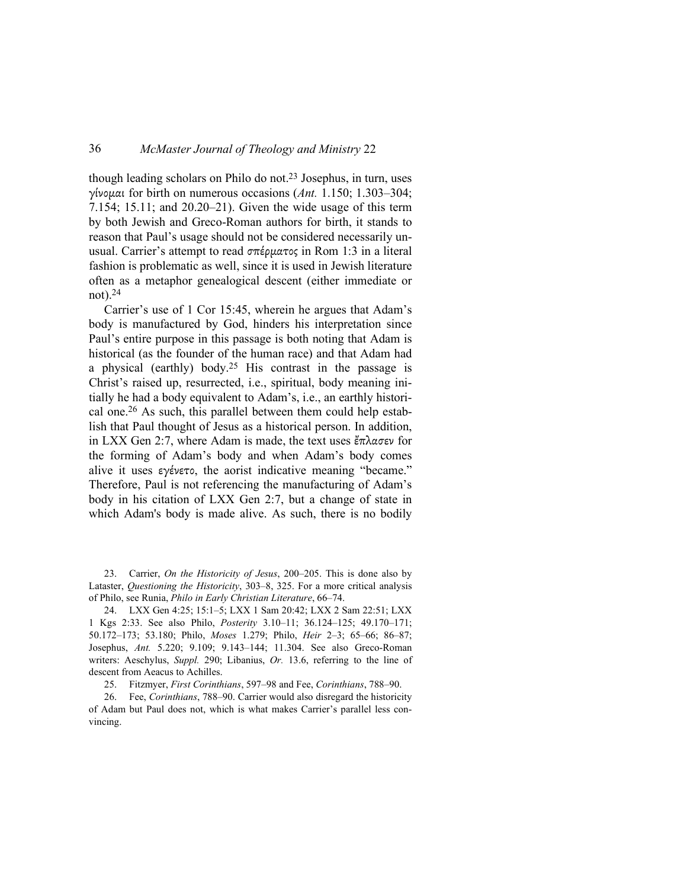though leading scholars on Philo do not.[23] Josephus, in turn, uses γίνομαι for birth on numerous occasions (*Ant.* 1.150; 1.303–304; 7.154; 15.11; and 20.20–21). Given the wide usage of this term by both Jewish and Greco-Roman authors for birth, it stands to reason that Paul's usage should not be considered necessarily unusual. Carrier's attempt to read σπέρματος in Rom 1:3 in a literal fashion is problematic as well, since it is used in Jewish literature often as a metaphor genealogical descent (either immediate or not).[24]

Carrier's use of 1 Cor 15:45, wherein he argues that Adam's body is manufactured by God, hinders his interpretation since Paul's entire purpose in this passage is both noting that Adam is historical (as the founder of the human race) and that Adam had a physical (earthly) body.[25] His contrast in the passage is Christ's raised up, resurrected, i.e., spiritual, body meaning initially he had a body equivalent to Adam's, i.e., an earthly historical one.[26] As such, this parallel between them could help establish that Paul thought of Jesus as a historical person. In addition, in LXX Gen 2:7, where Adam is made, the text uses ἔπλασεν for the forming of Adam's body and when Adam's body comes alive it uses εγένετο, the aorist indicative meaning "became." Therefore, Paul is not referencing the manufacturing of Adam's body in his citation of LXX Gen 2:7, but a change of state in which Adam's body is made alive. As such, there is no bodily

23. Carrier, *On the Historicity of Jesus*, 200–205. This is done also by Lataster, *Questioning the Historicity*, 303–8, 325. For a more critical analysis of Philo, see Runia, *Philo in Early Christian Literature*, 66–74.

24. LXX Gen 4:25; 15:1–5; LXX 1 Sam 20:42; LXX 2 Sam 22:51; LXX 1 Kgs 2:33. See also Philo, *Posterity* 3.10–11; 36.124–125; 49.170–171; 50.172–173; 53.180; Philo, *Moses* 1.279; Philo, *Heir* 2–3; 65–66; 86–87; Josephus, *Ant.* 5.220; 9.109; 9.143–144; 11.304. See also Greco-Roman writers: Aeschylus, *Suppl.* 290; Libanius, *Or.* 13.6, referring to the line of descent from Aeacus to Achilles.

25. Fitzmyer, *First Corinthians*, 597–98 and Fee, *Corinthians*, 788–90.

26. Fee, *Corinthians*, 788–90. Carrier would also disregard the historicity of Adam but Paul does not, which is what makes Carrier's parallel less convincing.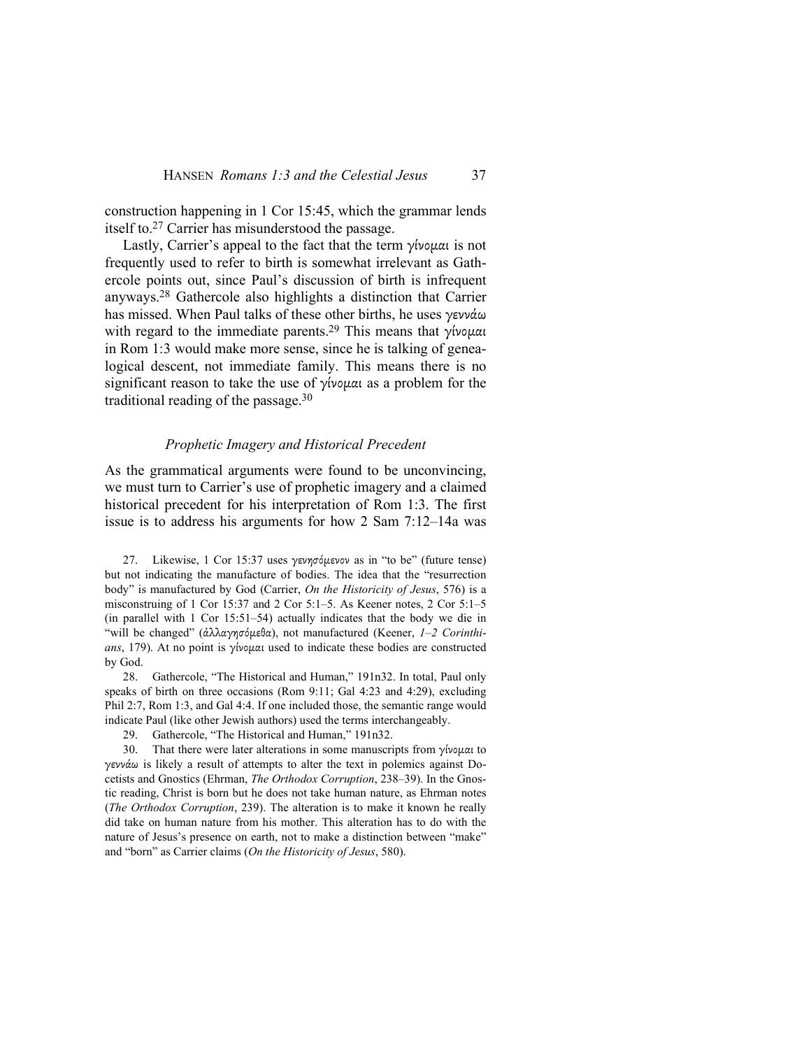construction happening in 1 Cor 15:45, which the grammar lends itself to.[27] Carrier has misunderstood the passage.

Lastly, Carrier's appeal to the fact that the term γίνομαι is not frequently used to refer to birth is somewhat irrelevant as Gathercole points out, since Paul's discussion of birth is infrequent anyways.[28] Gathercole also highlights a distinction that Carrier has missed. When Paul talks of these other births, he uses γεννάω with regard to the immediate parents.[29] This means that γίνομαι in Rom 1:3 would make more sense, since he is talking of genealogical descent, not immediate family. This means there is no significant reason to take the use of γίνομαι as a problem for the traditional reading of the passage.[30]

### *Prophetic Imagery and Historical Precedent*

As the grammatical arguments were found to be unconvincing, we must turn to Carrier's use of prophetic imagery and a claimed historical precedent for his interpretation of Rom 1:3. The first issue is to address his arguments for how 2 Sam 7:12–14a was

27. Likewise, 1 Cor 15:37 uses γενησόμενον as in "to be" (future tense) but not indicating the manufacture of bodies. The idea that the "resurrection body" is manufactured by God (Carrier, *On the Historicity of Jesus*, 576) is a misconstruing of 1 Cor 15:37 and 2 Cor 5:1–5. As Keener notes, 2 Cor 5:1–5 (in parallel with 1 Cor 15:51–54) actually indicates that the body we die in "will be changed" (ἀλλαγησόμεθα), not manufactured (Keener, *1–2 Corinthians*, 179). At no point is γίνομαι used to indicate these bodies are constructed by God.

28. Gathercole, "The Historical and Human," 191n32. In total, Paul only speaks of birth on three occasions (Rom 9:11; Gal 4:23 and 4:29), excluding Phil 2:7, Rom 1:3, and Gal 4:4. If one included those, the semantic range would indicate Paul (like other Jewish authors) used the terms interchangeably.

29. Gathercole, "The Historical and Human," 191n32.

30. That there were later alterations in some manuscripts from γίνομαι to γεννάω is likely a result of attempts to alter the text in polemics against Docetists and Gnostics (Ehrman, *The Orthodox Corruption*, 238–39). In the Gnostic reading, Christ is born but he does not take human nature, as Ehrman notes (*The Orthodox Corruption*, 239). The alteration is to make it known he really did take on human nature from his mother. This alteration has to do with the nature of Jesus's presence on earth, not to make a distinction between "make" and "born" as Carrier claims (*On the Historicity of Jesus*, 580).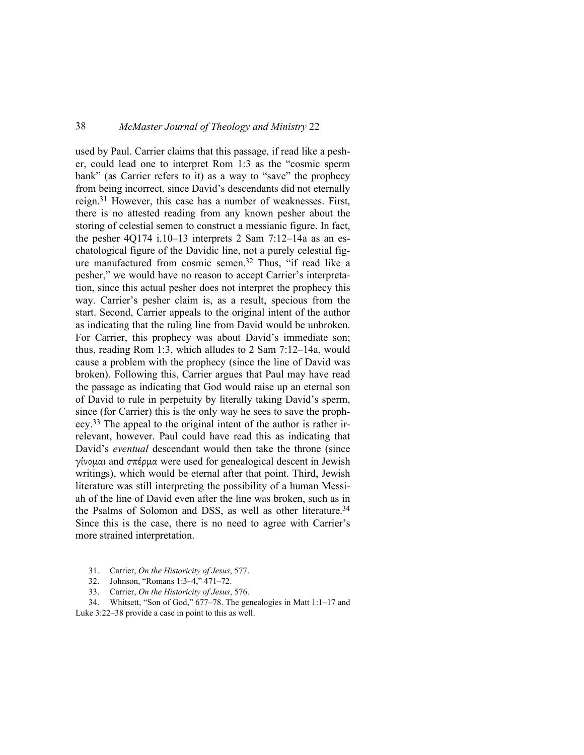used by Paul. Carrier claims that this passage, if read like a pesher, could lead one to interpret Rom 1:3 as the "cosmic sperm bank" (as Carrier refers to it) as a way to "save" the prophecy from being incorrect, since David's descendants did not eternally reign.[31] However, this case has a number of weaknesses. First, there is no attested reading from any known pesher about the storing of celestial semen to construct a messianic figure. In fact, the pesher 4Q174 i.10–13 interprets 2 Sam 7:12–14a as an eschatological figure of the Davidic line, not a purely celestial figure manufactured from cosmic semen.[32] Thus, "if read like a pesher," we would have no reason to accept Carrier's interpretation, since this actual pesher does not interpret the prophecy this way. Carrier's pesher claim is, as a result, specious from the start. Second, Carrier appeals to the original intent of the author as indicating that the ruling line from David would be unbroken. For Carrier, this prophecy was about David's immediate son; thus, reading Rom 1:3, which alludes to 2 Sam 7:12–14a, would cause a problem with the prophecy (since the line of David was broken). Following this, Carrier argues that Paul may have read the passage as indicating that God would raise up an eternal son of David to rule in perpetuity by literally taking David's sperm, since (for Carrier) this is the only way he sees to save the prophecy.[33] The appeal to the original intent of the author is rather irrelevant, however. Paul could have read this as indicating that David's *eventual* descendant would then take the throne (since γίνομαι and σπέρμα were used for genealogical descent in Jewish writings), which would be eternal after that point. Third, Jewish literature was still interpreting the possibility of a human Messiah of the line of David even after the line was broken, such as in the Psalms of Solomon and DSS, as well as other literature.[34] Since this is the case, there is no need to agree with Carrier's more strained interpretation.

31. Carrier, *On the Historicity of Jesus*, 577.

32. Johnson, "Romans 1:3–4," 471–72.

33. Carrier, *On the Historicity of Jesus*, 576.

34. Whitsett, "Son of God," 677–78. The genealogies in Matt 1:1–17 and Luke 3:22–38 provide a case in point to this as well.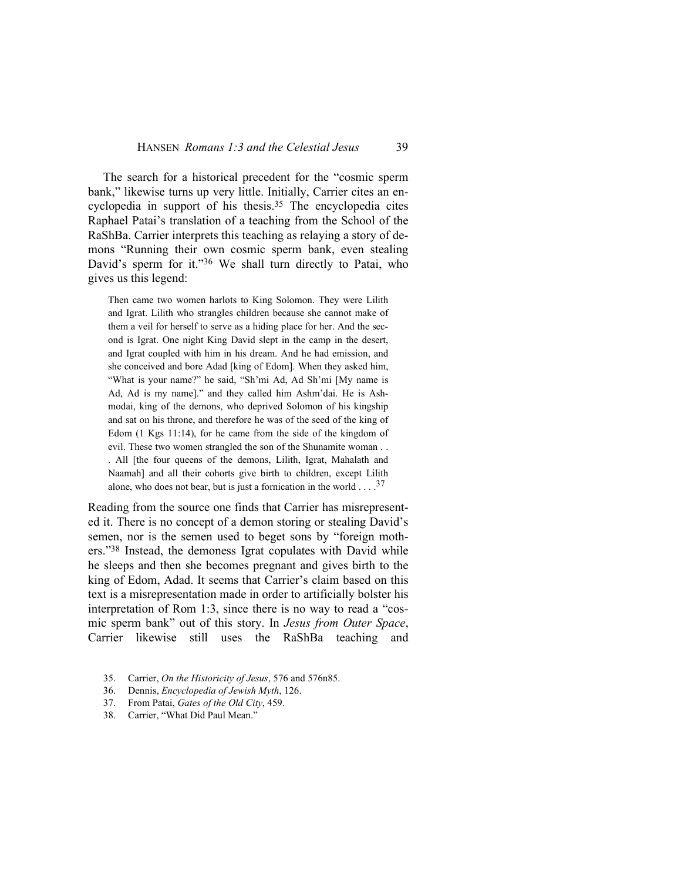The search for a historical precedent for the "cosmic sperm bank," likewise turns up very little. Initially, Carrier cites an encyclopedia in support of his thesis.[35] The encyclopedia cites Raphael Patai's translation of a teaching from the School of the RaShBa. Carrier interprets this teaching as relaying a story of demons "Running their own cosmic sperm bank, even stealing David's sperm for it."[36] We shall turn directly to Patai, who gives us this legend:

> Then came two women harlots to King Solomon. They were Lilith and Igrat. Lilith who strangles children because she cannot make of them a veil for herself to serve as a hiding place for her. And the second is Igrat. One night King David slept in the camp in the desert, and Igrat coupled with him in his dream. And he had emission, and she conceived and bore Adad [king of Edom]. When they asked him, "What is your name?" he said, "Sh'mi Ad, Ad Sh'mi [My name is Ad, Ad is my name]." and they called him Ashm'dai. He is Ashmodai, king of the demons, who deprived Solomon of his kingship and sat on his throne, and therefore he was of the seed of the king of Edom (1 Kgs 11:14), for he came from the side of the kingdom of evil. These two women strangled the son of the Shunamite woman . . . All [the four queens of the demons, Lilith, Igrat, Mahalath and Naamah] and all their cohorts give birth to children, except Lilith alone, who does not bear, but is just a fornication in the world . . . .[37]

Reading from the source one finds that Carrier has misrepresented it. There is no concept of a demon storing or stealing David's semen, nor is the semen used to beget sons by "foreign mothers."[38] Instead, the demoness Igrat copulates with David while he sleeps and then she becomes pregnant and gives birth to the king of Edom, Adad. It seems that Carrier's claim based on this text is a misrepresentation made in order to artificially bolster his interpretation of Rom 1:3, since there is no way to read a "cosmic sperm bank" out of this story. In *Jesus from Outer Space*, Carrier likewise still uses the RaShBa teaching and

35. Carrier, *On the Historicity of Jesus*, 576 and 576n85.
36. Dennis, *Encyclopedia of Jewish Myth*, 126.
37. From Patai, *Gates of the Old City*, 459.
38. Carrier, "What Did Paul Mean."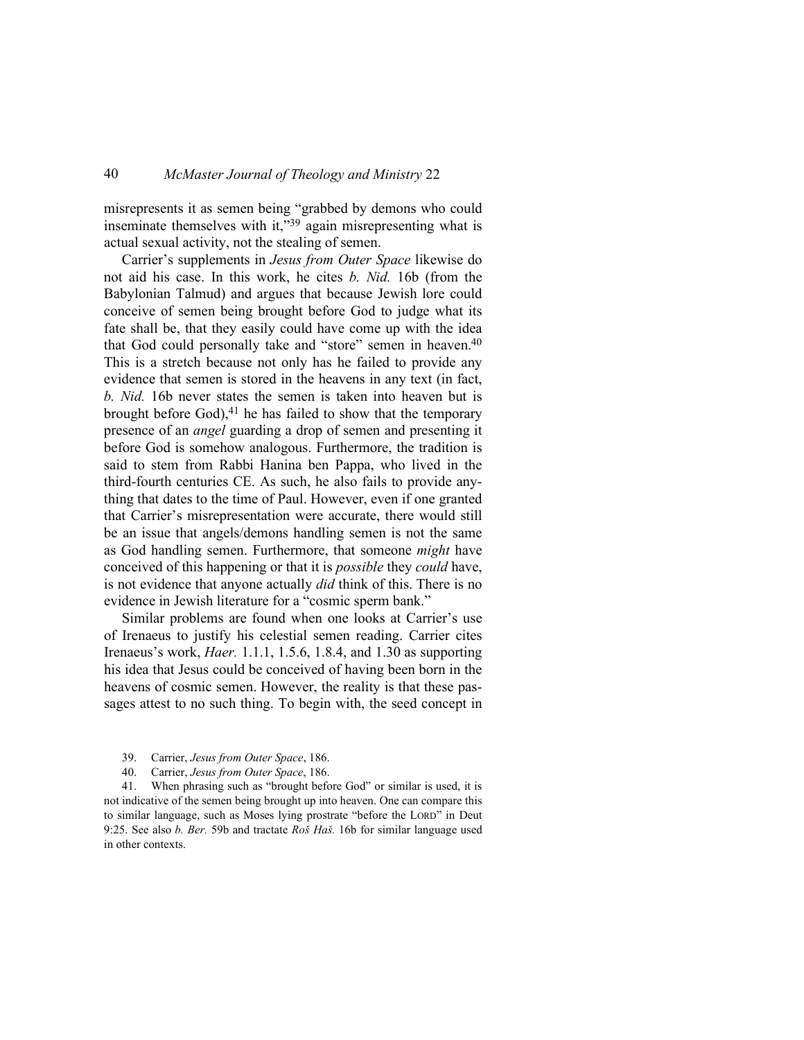misrepresents it as semen being "grabbed by demons who could inseminate themselves with it,"[39] again misrepresenting what is actual sexual activity, not the stealing of semen.

Carrier's supplements in *Jesus from Outer Space* likewise do not aid his case. In this work, he cites *b. Nid.* 16b (from the Babylonian Talmud) and argues that because Jewish lore could conceive of semen being brought before God to judge what its fate shall be, that they easily could have come up with the idea that God could personally take and "store" semen in heaven.[40] This is a stretch because not only has he failed to provide any evidence that semen is stored in the heavens in any text (in fact, *b. Nid.* 16b never states the semen is taken into heaven but is brought before God),[41] he has failed to show that the temporary presence of an *angel* guarding a drop of semen and presenting it before God is somehow analogous. Furthermore, the tradition is said to stem from Rabbi Hanina ben Pappa, who lived in the third-fourth centuries CE. As such, he also fails to provide anything that dates to the time of Paul. However, even if one granted that Carrier's misrepresentation were accurate, there would still be an issue that angels/demons handling semen is not the same as God handling semen. Furthermore, that someone *might* have conceived of this happening or that it is *possible* they *could* have, is not evidence that anyone actually *did* think of this. There is no evidence in Jewish literature for a "cosmic sperm bank."

Similar problems are found when one looks at Carrier's use of Irenaeus to justify his celestial semen reading. Carrier cites Irenaeus's work, *Haer.* 1.1.1, 1.5.6, 1.8.4, and 1.30 as supporting his idea that Jesus could be conceived of having been born in the heavens of cosmic semen. However, the reality is that these passages attest to no such thing. To begin with, the seed concept in

39. Carrier, *Jesus from Outer Space*, 186.

40. Carrier, *Jesus from Outer Space*, 186.

41. When phrasing such as "brought before God" or similar is used, it is not indicative of the semen being brought up into heaven. One can compare this to similar language, such as Moses lying prostrate "before the LORD" in Deut 9:25. See also *b. Ber.* 59b and tractate *Roš Haš.* 16b for similar language used in other contexts.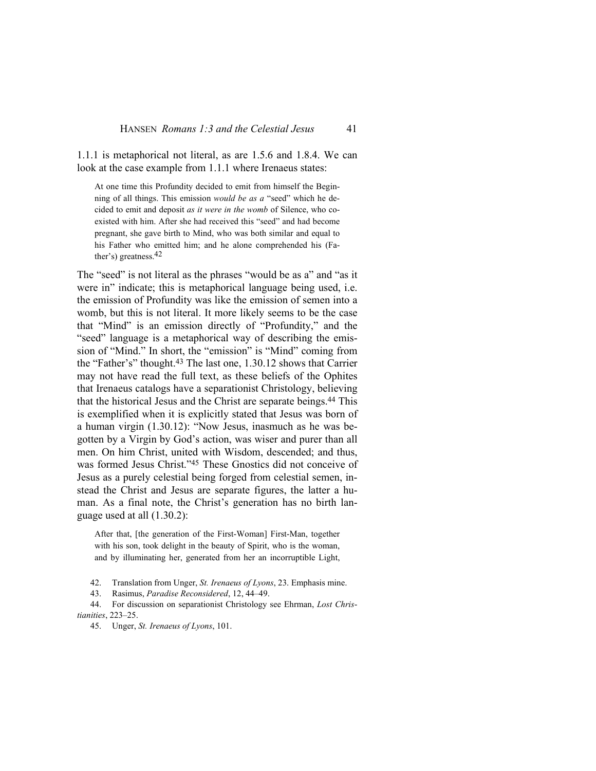1.1.1 is metaphorical not literal, as are 1.5.6 and 1.8.4. We can look at the case example from 1.1.1 where Irenaeus states:

> At one time this Profundity decided to emit from himself the Beginning of all things. This emission *would be as a* "seed" which he decided to emit and deposit *as it were in the womb* of Silence, who coexisted with him. After she had received this "seed" and had become pregnant, she gave birth to Mind, who was both similar and equal to his Father who emitted him; and he alone comprehended his (Father's) greatness.[42]

The "seed" is not literal as the phrases "would be as a" and "as it were in" indicate; this is metaphorical language being used, i.e. the emission of Profundity was like the emission of semen into a womb, but this is not literal. It more likely seems to be the case that "Mind" is an emission directly of "Profundity," and the "seed" language is a metaphorical way of describing the emission of "Mind." In short, the "emission" is "Mind" coming from the "Father's" thought.[43] The last one, 1.30.12 shows that Carrier may not have read the full text, as these beliefs of the Ophites that Irenaeus catalogs have a separationist Christology, believing that the historical Jesus and the Christ are separate beings.[44] This is exemplified when it is explicitly stated that Jesus was born of a human virgin (1.30.12): "Now Jesus, inasmuch as he was begotten by a Virgin by God's action, was wiser and purer than all men. On him Christ, united with Wisdom, descended; and thus, was formed Jesus Christ."[45] These Gnostics did not conceive of Jesus as a purely celestial being forged from celestial semen, instead the Christ and Jesus are separate figures, the latter a human. As a final note, the Christ's generation has no birth language used at all (1.30.2):

> After that, [the generation of the First-Woman] First-Man, together with his son, took delight in the beauty of Spirit, who is the woman, and by illuminating her, generated from her an incorruptible Light,

42. Translation from Unger, *St. Irenaeus of Lyons*, 23. Emphasis mine.

43. Rasimus, *Paradise Reconsidered*, 12, 44–49.

44. For discussion on separationist Christology see Ehrman, *Lost Christianities*, 223–25.

45. Unger, *St. Irenaeus of Lyons*, 101.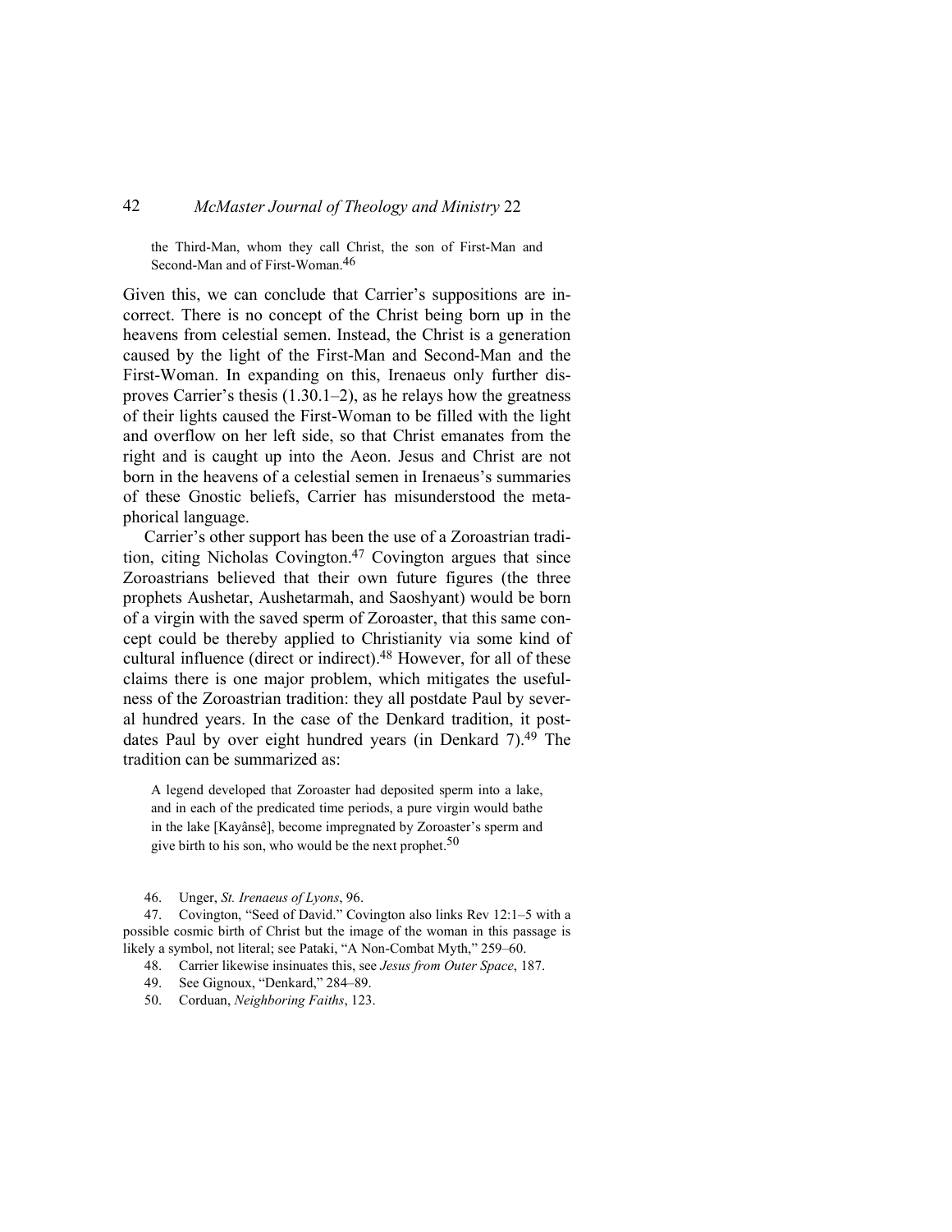> the Third-Man, whom they call Christ, the son of First-Man and Second-Man and of First-Woman.[46]

Given this, we can conclude that Carrier's suppositions are incorrect. There is no concept of the Christ being born up in the heavens from celestial semen. Instead, the Christ is a generation caused by the light of the First-Man and Second-Man and the First-Woman. In expanding on this, Irenaeus only further disproves Carrier's thesis (1.30.1–2), as he relays how the greatness of their lights caused the First-Woman to be filled with the light and overflow on her left side, so that Christ emanates from the right and is caught up into the Aeon. Jesus and Christ are not born in the heavens of a celestial semen in Irenaeus's summaries of these Gnostic beliefs, Carrier has misunderstood the metaphorical language.

Carrier's other support has been the use of a Zoroastrian tradition, citing Nicholas Covington.[47] Covington argues that since Zoroastrians believed that their own future figures (the three prophets Aushetar, Aushetarmah, and Saoshyant) would be born of a virgin with the saved sperm of Zoroaster, that this same concept could be thereby applied to Christianity via some kind of cultural influence (direct or indirect).[48] However, for all of these claims there is one major problem, which mitigates the usefulness of the Zoroastrian tradition: they all postdate Paul by several hundred years. In the case of the Denkard tradition, it postdates Paul by over eight hundred years (in Denkard 7).[49] The tradition can be summarized as:

> A legend developed that Zoroaster had deposited sperm into a lake, and in each of the predicated time periods, a pure virgin would bathe in the lake [Kayânsê], become impregnated by Zoroaster's sperm and give birth to his son, who would be the next prophet.[50]

46. Unger, *St. Irenaeus of Lyons*, 96.
47. Covington, "Seed of David." Covington also links Rev 12:1–5 with a possible cosmic birth of Christ but the image of the woman in this passage is likely a symbol, not literal; see Pataki, "A Non-Combat Myth," 259–60.
48. Carrier likewise insinuates this, see *Jesus from Outer Space*, 187.
49. See Gignoux, "Denkard," 284–89.
50. Corduan, *Neighboring Faiths*, 123.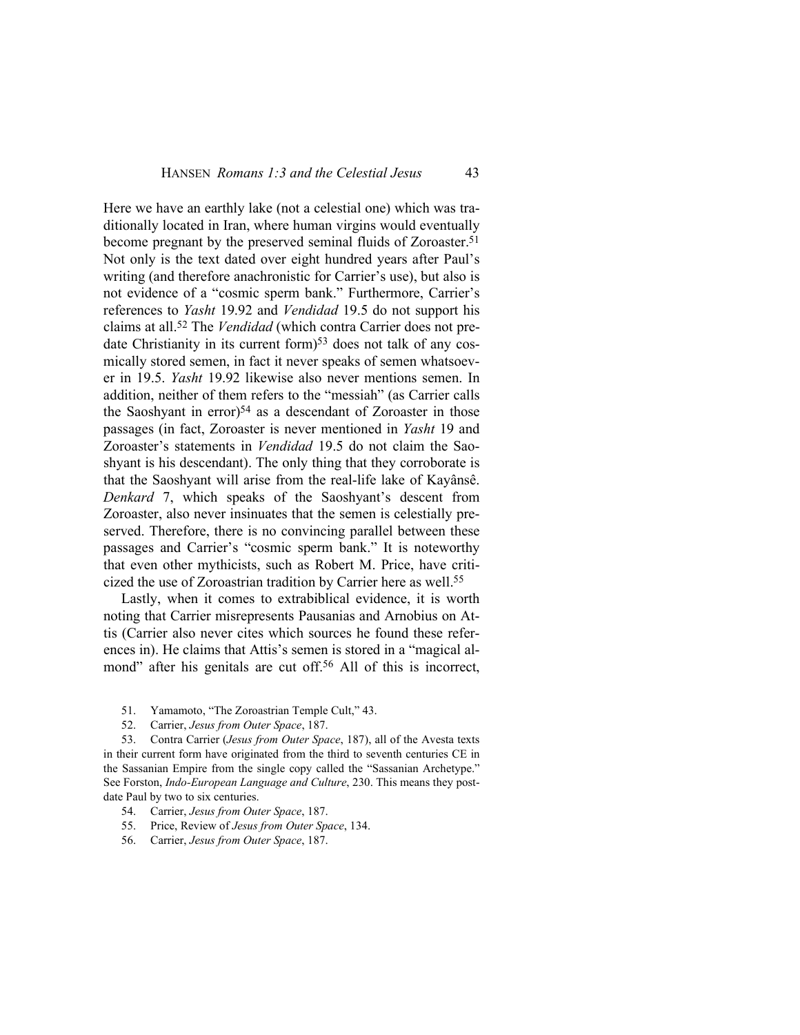Here we have an earthly lake (not a celestial one) which was traditionally located in Iran, where human virgins would eventually become pregnant by the preserved seminal fluids of Zoroaster.[51] Not only is the text dated over eight hundred years after Paul's writing (and therefore anachronistic for Carrier's use), but also is not evidence of a "cosmic sperm bank." Furthermore, Carrier's references to *Yasht* 19.92 and *Vendidad* 19.5 do not support his claims at all.[52] The *Vendidad* (which contra Carrier does not predate Christianity in its current form)[53] does not talk of any cosmically stored semen, in fact it never speaks of semen whatsoever in 19.5. *Yasht* 19.92 likewise also never mentions semen. In addition, neither of them refers to the "messiah" (as Carrier calls the Saoshyant in error)[54] as a descendant of Zoroaster in those passages (in fact, Zoroaster is never mentioned in *Yasht* 19 and Zoroaster's statements in *Vendidad* 19.5 do not claim the Saoshyant is his descendant). The only thing that they corroborate is that the Saoshyant will arise from the real-life lake of Kayânsê. *Denkard* 7, which speaks of the Saoshyant's descent from Zoroaster, also never insinuates that the semen is celestially preserved. Therefore, there is no convincing parallel between these passages and Carrier's "cosmic sperm bank." It is noteworthy that even other mythicists, such as Robert M. Price, have criticized the use of Zoroastrian tradition by Carrier here as well.[55]

Lastly, when it comes to extrabiblical evidence, it is worth noting that Carrier misrepresents Pausanias and Arnobius on Attis (Carrier also never cites which sources he found these references in). He claims that Attis's semen is stored in a "magical almond" after his genitals are cut off.[56] All of this is incorrect,

51. Yamamoto, "The Zoroastrian Temple Cult," 43.

52. Carrier, *Jesus from Outer Space*, 187.

53. Contra Carrier (*Jesus from Outer Space*, 187), all of the Avesta texts in their current form have originated from the third to seventh centuries CE in the Sassanian Empire from the single copy called the "Sassanian Archetype." See Forston, *Indo-European Language and Culture*, 230. This means they postdate Paul by two to six centuries.

54. Carrier, *Jesus from Outer Space*, 187.

55. Price, Review of *Jesus from Outer Space*, 134.

56. Carrier, *Jesus from Outer Space*, 187.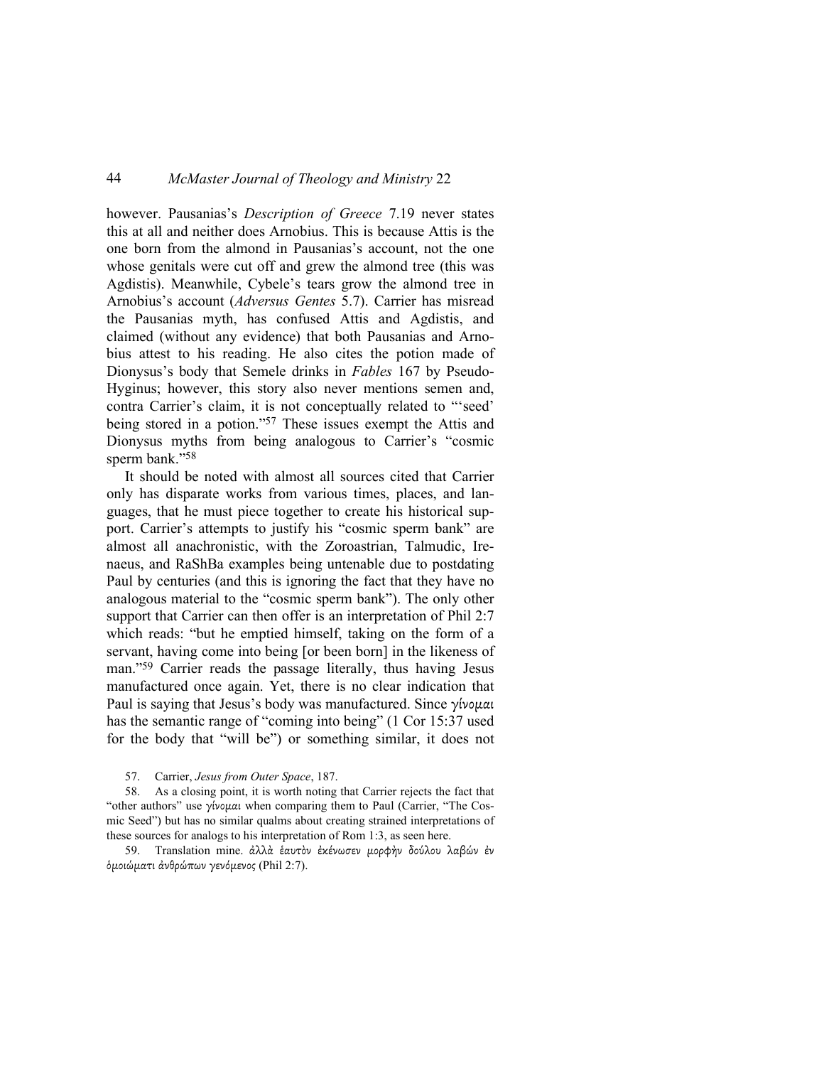however. Pausanias's *Description of Greece* 7.19 never states this at all and neither does Arnobius. This is because Attis is the one born from the almond in Pausanias's account, not the one whose genitals were cut off and grew the almond tree (this was Agdistis). Meanwhile, Cybele's tears grow the almond tree in Arnobius's account (*Adversus Gentes* 5.7). Carrier has misread the Pausanias myth, has confused Attis and Agdistis, and claimed (without any evidence) that both Pausanias and Arnobius attest to his reading. He also cites the potion made of Dionysus's body that Semele drinks in *Fables* 167 by Pseudo-Hyginus; however, this story also never mentions semen and, contra Carrier's claim, it is not conceptually related to "'seed' being stored in a potion."[57] These issues exempt the Attis and Dionysus myths from being analogous to Carrier's "cosmic sperm bank."[58]

It should be noted with almost all sources cited that Carrier only has disparate works from various times, places, and languages, that he must piece together to create his historical support. Carrier's attempts to justify his "cosmic sperm bank" are almost all anachronistic, with the Zoroastrian, Talmudic, Irenaeus, and RaShBa examples being untenable due to postdating Paul by centuries (and this is ignoring the fact that they have no analogous material to the "cosmic sperm bank"). The only other support that Carrier can then offer is an interpretation of Phil 2:7 which reads: "but he emptied himself, taking on the form of a servant, having come into being [or been born] in the likeness of man."[59] Carrier reads the passage literally, thus having Jesus manufactured once again. Yet, there is no clear indication that Paul is saying that Jesus's body was manufactured. Since γίνομαι has the semantic range of "coming into being" (1 Cor 15:37 used for the body that "will be") or something similar, it does not

57. Carrier, *Jesus from Outer Space*, 187.

58. As a closing point, it is worth noting that Carrier rejects the fact that "other authors" use γίνομαι when comparing them to Paul (Carrier, "The Cosmic Seed") but has no similar qualms about creating strained interpretations of these sources for analogs to his interpretation of Rom 1:3, as seen here.

59. Translation mine. ἀλλὰ ἑαυτὸν ἐκένωσεν μορφὴν δούλου λαβών ἐν ὁμοιώματι ἀνθρώπων γενόμενος (Phil 2:7).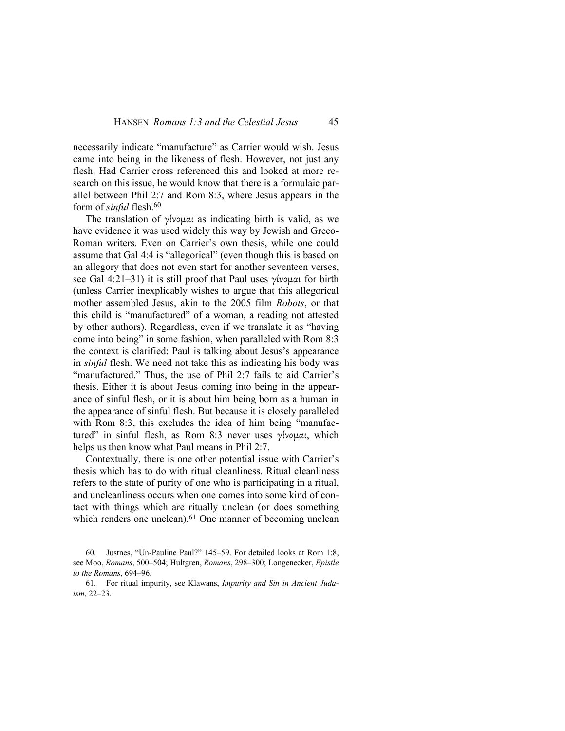necessarily indicate "manufacture" as Carrier would wish. Jesus came into being in the likeness of flesh. However, not just any flesh. Had Carrier cross referenced this and looked at more research on this issue, he would know that there is a formulaic parallel between Phil 2:7 and Rom 8:3, where Jesus appears in the form of *sinful* flesh.[60]

The translation of γίνομαι as indicating birth is valid, as we have evidence it was used widely this way by Jewish and Greco-Roman writers. Even on Carrier's own thesis, while one could assume that Gal 4:4 is "allegorical" (even though this is based on an allegory that does not even start for another seventeen verses, see Gal 4:21–31) it is still proof that Paul uses γίνομαι for birth (unless Carrier inexplicably wishes to argue that this allegorical mother assembled Jesus, akin to the 2005 film *Robots*, or that this child is "manufactured" of a woman, a reading not attested by other authors). Regardless, even if we translate it as "having come into being" in some fashion, when paralleled with Rom 8:3 the context is clarified: Paul is talking about Jesus's appearance in *sinful* flesh. We need not take this as indicating his body was "manufactured." Thus, the use of Phil 2:7 fails to aid Carrier's thesis. Either it is about Jesus coming into being in the appearance of sinful flesh, or it is about him being born as a human in the appearance of sinful flesh. But because it is closely paralleled with Rom 8:3, this excludes the idea of him being "manufactured" in sinful flesh, as Rom 8:3 never uses γίνομαι, which helps us then know what Paul means in Phil 2:7.

Contextually, there is one other potential issue with Carrier's thesis which has to do with ritual cleanliness. Ritual cleanliness refers to the state of purity of one who is participating in a ritual, and uncleanliness occurs when one comes into some kind of contact with things which are ritually unclean (or does something which renders one unclean).[61] One manner of becoming unclean

60. Justnes, "Un-Pauline Paul?" 145–59. For detailed looks at Rom 1:8, see Moo, *Romans*, 500–504; Hultgren, *Romans*, 298–300; Longenecker, *Epistle to the Romans*, 694–96.

61. For ritual impurity, see Klawans, *Impurity and Sin in Ancient Judaism*, 22–23.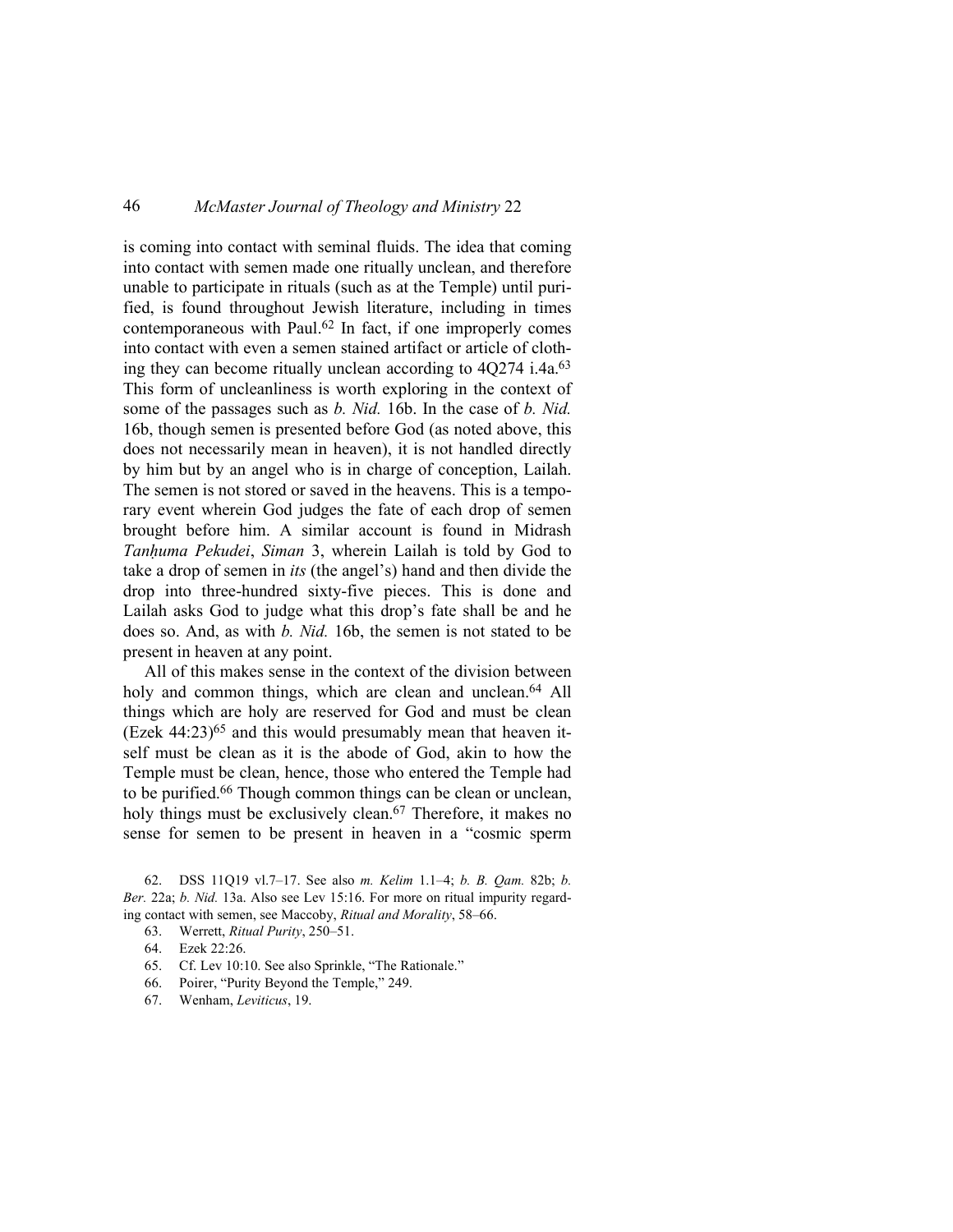is coming into contact with seminal fluids. The idea that coming into contact with semen made one ritually unclean, and therefore unable to participate in rituals (such as at the Temple) until purified, is found throughout Jewish literature, including in times contemporaneous with Paul.[62] In fact, if one improperly comes into contact with even a semen stained artifact or article of clothing they can become ritually unclean according to 4Q274 i.4a.[63] This form of uncleanliness is worth exploring in the context of some of the passages such as *b. Nid.* 16b. In the case of *b. Nid.* 16b, though semen is presented before God (as noted above, this does not necessarily mean in heaven), it is not handled directly by him but by an angel who is in charge of conception, Lailah. The semen is not stored or saved in the heavens. This is a temporary event wherein God judges the fate of each drop of semen brought before him. A similar account is found in Midrash *Tanḥuma Pekudei*, *Siman* 3, wherein Lailah is told by God to take a drop of semen in *its* (the angel's) hand and then divide the drop into three-hundred sixty-five pieces. This is done and Lailah asks God to judge what this drop's fate shall be and he does so. And, as with *b. Nid.* 16b, the semen is not stated to be present in heaven at any point.

All of this makes sense in the context of the division between holy and common things, which are clean and unclean.[64] All things which are holy are reserved for God and must be clean (Ezek 44:23)[65] and this would presumably mean that heaven itself must be clean as it is the abode of God, akin to how the Temple must be clean, hence, those who entered the Temple had to be purified.[66] Though common things can be clean or unclean, holy things must be exclusively clean.[67] Therefore, it makes no sense for semen to be present in heaven in a "cosmic sperm

62. DSS 11Q19 vl.7–17. See also *m. Kelim* 1.1–4; *b. B. Qam.* 82b; *b. Ber.* 22a; *b. Nid.* 13a. Also see Lev 15:16. For more on ritual impurity regarding contact with semen, see Maccoby, *Ritual and Morality*, 58–66.

63. Werrett, *Ritual Purity*, 250–51.

64. Ezek 22:26.

65. Cf. Lev 10:10. See also Sprinkle, "The Rationale."

66. Poirer, "Purity Beyond the Temple," 249.

67. Wenham, *Leviticus*, 19.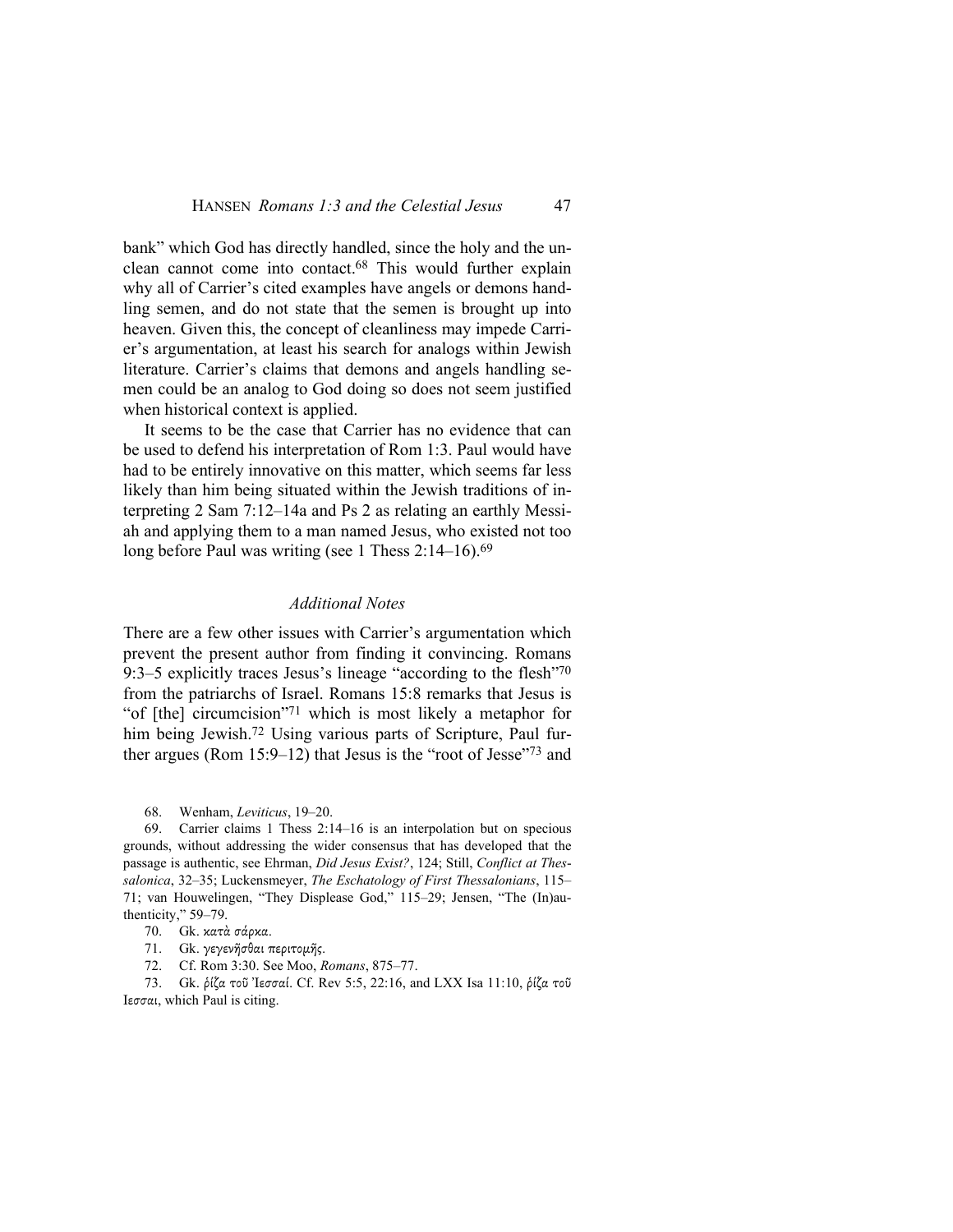bank" which God has directly handled, since the holy and the unclean cannot come into contact.[68] This would further explain why all of Carrier's cited examples have angels or demons handling semen, and do not state that the semen is brought up into heaven. Given this, the concept of cleanliness may impede Carrier's argumentation, at least his search for analogs within Jewish literature. Carrier's claims that demons and angels handling semen could be an analog to God doing so does not seem justified when historical context is applied.

It seems to be the case that Carrier has no evidence that can be used to defend his interpretation of Rom 1:3. Paul would have had to be entirely innovative on this matter, which seems far less likely than him being situated within the Jewish traditions of interpreting 2 Sam 7:12–14a and Ps 2 as relating an earthly Messiah and applying them to a man named Jesus, who existed not too long before Paul was writing (see 1 Thess 2:14–16).[69]

### *Additional Notes*

There are a few other issues with Carrier's argumentation which prevent the present author from finding it convincing. Romans 9:3–5 explicitly traces Jesus's lineage "according to the flesh"[70] from the patriarchs of Israel. Romans 15:8 remarks that Jesus is "of [the] circumcision"[71] which is most likely a metaphor for him being Jewish.[72] Using various parts of Scripture, Paul further argues (Rom 15:9–12) that Jesus is the "root of Jesse"[73] and

68. Wenham, *Leviticus*, 19–20.

69. Carrier claims 1 Thess 2:14–16 is an interpolation but on specious grounds, without addressing the wider consensus that has developed that the passage is authentic, see Ehrman, *Did Jesus Exist?*, 124; Still, *Conflict at Thessalonica*, 32–35; Luckensmeyer, *The Eschatology of First Thessalonians*, 115–71; van Houwelingen, "They Displease God," 115–29; Jensen, "The (In)authenticity," 59–79.

70. Gk. κατὰ σάρκα.

71. Gk. γεγενῆσθαι περιτομῆς.

72. Cf. Rom 3:30. See Moo, *Romans*, 875–77.

73. Gk. ῥίζα τοῦ Ἰεσσαί. Cf. Rev 5:5, 22:16, and LXX Isa 11:10, ῥίζα τοῦ Ιεσσαι, which Paul is citing.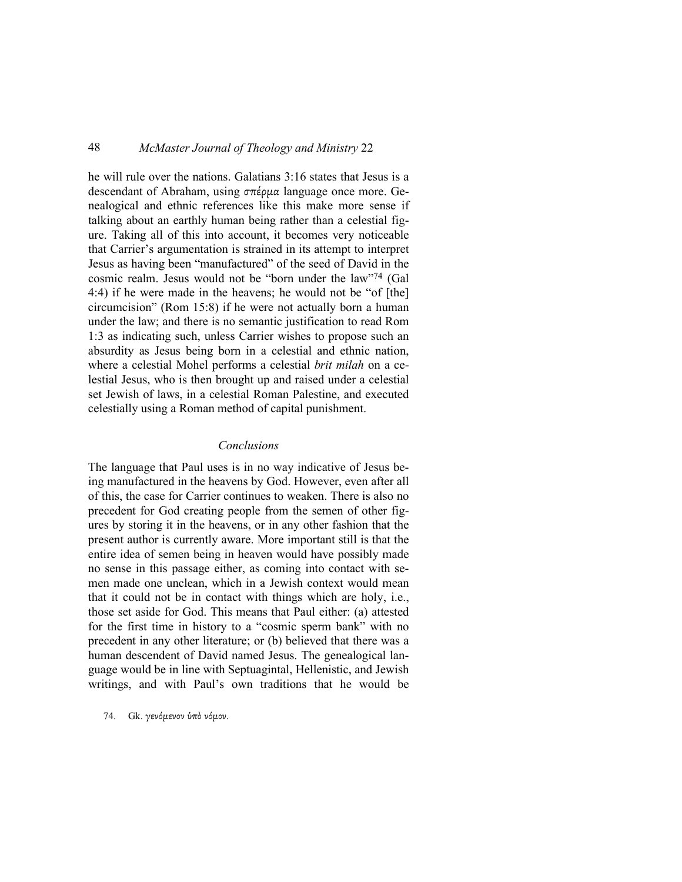he will rule over the nations. Galatians 3:16 states that Jesus is a descendant of Abraham, using σπέρμα language once more. Genealogical and ethnic references like this make more sense if talking about an earthly human being rather than a celestial figure. Taking all of this into account, it becomes very noticeable that Carrier's argumentation is strained in its attempt to interpret Jesus as having been "manufactured" of the seed of David in the cosmic realm. Jesus would not be "born under the law"[74] (Gal 4:4) if he were made in the heavens; he would not be "of [the] circumcision" (Rom 15:8) if he were not actually born a human under the law; and there is no semantic justification to read Rom 1:3 as indicating such, unless Carrier wishes to propose such an absurdity as Jesus being born in a celestial and ethnic nation, where a celestial Mohel performs a celestial *brit milah* on a celestial Jesus, who is then brought up and raised under a celestial set Jewish of laws, in a celestial Roman Palestine, and executed celestially using a Roman method of capital punishment.

## *Conclusions*

The language that Paul uses is in no way indicative of Jesus being manufactured in the heavens by God. However, even after all of this, the case for Carrier continues to weaken. There is also no precedent for God creating people from the semen of other figures by storing it in the heavens, or in any other fashion that the present author is currently aware. More important still is that the entire idea of semen being in heaven would have possibly made no sense in this passage either, as coming into contact with semen made one unclean, which in a Jewish context would mean that it could not be in contact with things which are holy, i.e., those set aside for God. This means that Paul either: (a) attested for the first time in history to a "cosmic sperm bank" with no precedent in any other literature; or (b) believed that there was a human descendent of David named Jesus. The genealogical language would be in line with Septuagintal, Hellenistic, and Jewish writings, and with Paul's own traditions that he would be

74. Gk. γενόμενον ὑπὸ νόμον.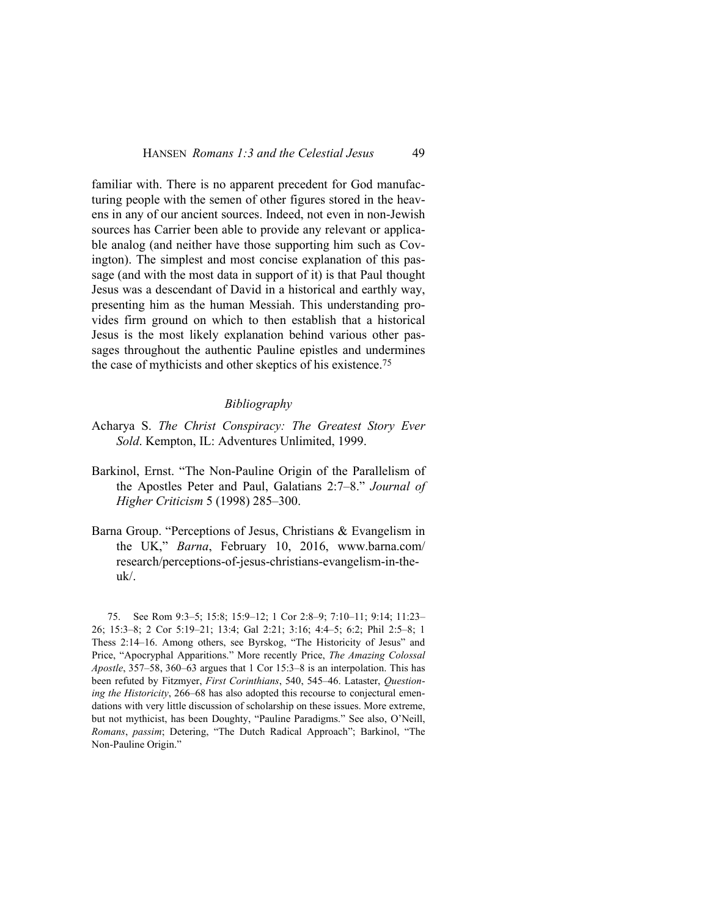familiar with. There is no apparent precedent for God manufacturing people with the semen of other figures stored in the heavens in any of our ancient sources. Indeed, not even in non-Jewish sources has Carrier been able to provide any relevant or applicable analog (and neither have those supporting him such as Covington). The simplest and most concise explanation of this passage (and with the most data in support of it) is that Paul thought Jesus was a descendant of David in a historical and earthly way, presenting him as the human Messiah. This understanding provides firm ground on which to then establish that a historical Jesus is the most likely explanation behind various other passages throughout the authentic Pauline epistles and undermines the case of mythicists and other skeptics of his existence.[75]

## *Bibliography*

Acharya S. *The Christ Conspiracy: The Greatest Story Ever Sold*. Kempton, IL: Adventures Unlimited, 1999.

Barkinol, Ernst. "The Non-Pauline Origin of the Parallelism of the Apostles Peter and Paul, Galatians 2:7–8." *Journal of Higher Criticism* 5 (1998) 285–300.

Barna Group. "Perceptions of Jesus, Christians & Evangelism in the UK," *Barna*, February 10, 2016, www.barna.com/research/perceptions-of-jesus-christians-evangelism-in-the-uk/.

75. See Rom 9:3–5; 15:8; 15:9–12; 1 Cor 2:8–9; 7:10–11; 9:14; 11:23–26; 15:3–8; 2 Cor 5:19–21; 13:4; Gal 2:21; 3:16; 4:4–5; 6:2; Phil 2:5–8; 1 Thess 2:14–16. Among others, see Byrskog, "The Historicity of Jesus" and Price, "Apocryphal Apparitions." More recently Price, *The Amazing Colossal Apostle*, 357–58, 360–63 argues that 1 Cor 15:3–8 is an interpolation. This has been refuted by Fitzmyer, *First Corinthians*, 540, 545–46. Lataster, *Questioning the Historicity*, 266–68 has also adopted this recourse to conjectural emendations with very little discussion of scholarship on these issues. More extreme, but not mythicist, has been Doughty, "Pauline Paradigms." See also, O'Neill, *Romans*, *passim*; Detering, "The Dutch Radical Approach"; Barkinol, "The Non-Pauline Origin."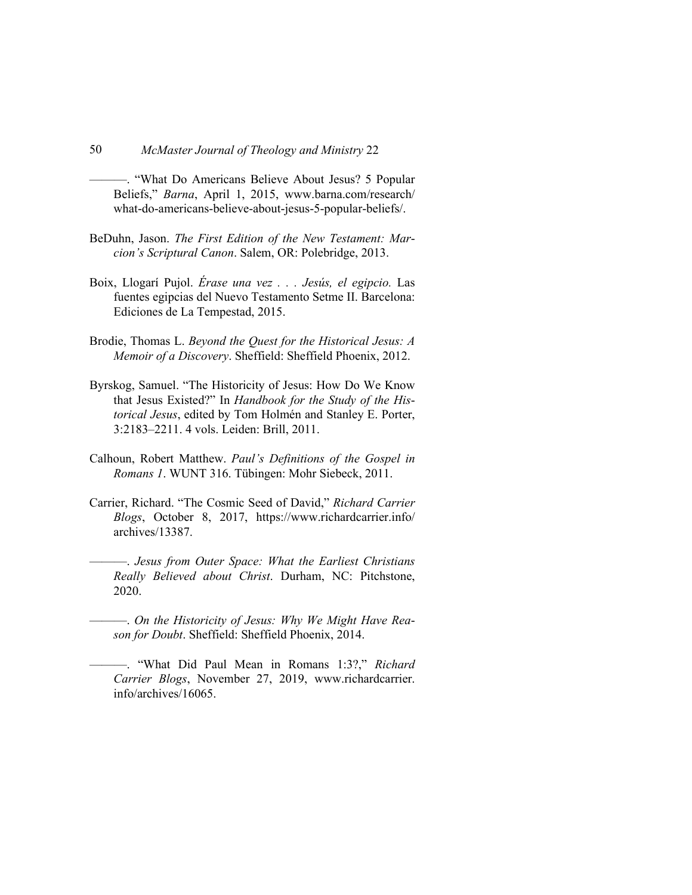———. "What Do Americans Believe About Jesus? 5 Popular Beliefs," *Barna*, April 1, 2015, www.barna.com/research/what-do-americans-believe-about-jesus-5-popular-beliefs/.

BeDuhn, Jason. *The First Edition of the New Testament: Marcion's Scriptural Canon*. Salem, OR: Polebridge, 2013.

Boix, Llogarí Pujol. *Érase una vez . . . Jesús, el egipcio.* Las fuentes egipcias del Nuevo Testamento Setme II. Barcelona: Ediciones de La Tempestad, 2015.

Brodie, Thomas L. *Beyond the Quest for the Historical Jesus: A Memoir of a Discovery*. Sheffield: Sheffield Phoenix, 2012.

Byrskog, Samuel. "The Historicity of Jesus: How Do We Know that Jesus Existed?" In *Handbook for the Study of the Historical Jesus*, edited by Tom Holmén and Stanley E. Porter, 3:2183–2211. 4 vols. Leiden: Brill, 2011.

Calhoun, Robert Matthew. *Paul's Definitions of the Gospel in Romans 1*. WUNT 316. Tübingen: Mohr Siebeck, 2011.

Carrier, Richard. "The Cosmic Seed of David," *Richard Carrier Blogs*, October 8, 2017, https://www.richardcarrier.info/archives/13387.

———. *Jesus from Outer Space: What the Earliest Christians Really Believed about Christ*. Durham, NC: Pitchstone, 2020.

———. *On the Historicity of Jesus: Why We Might Have Reason for Doubt*. Sheffield: Sheffield Phoenix, 2014.

———. "What Did Paul Mean in Romans 1:3?," *Richard Carrier Blogs*, November 27, 2019, www.richardcarrier.info/archives/16065.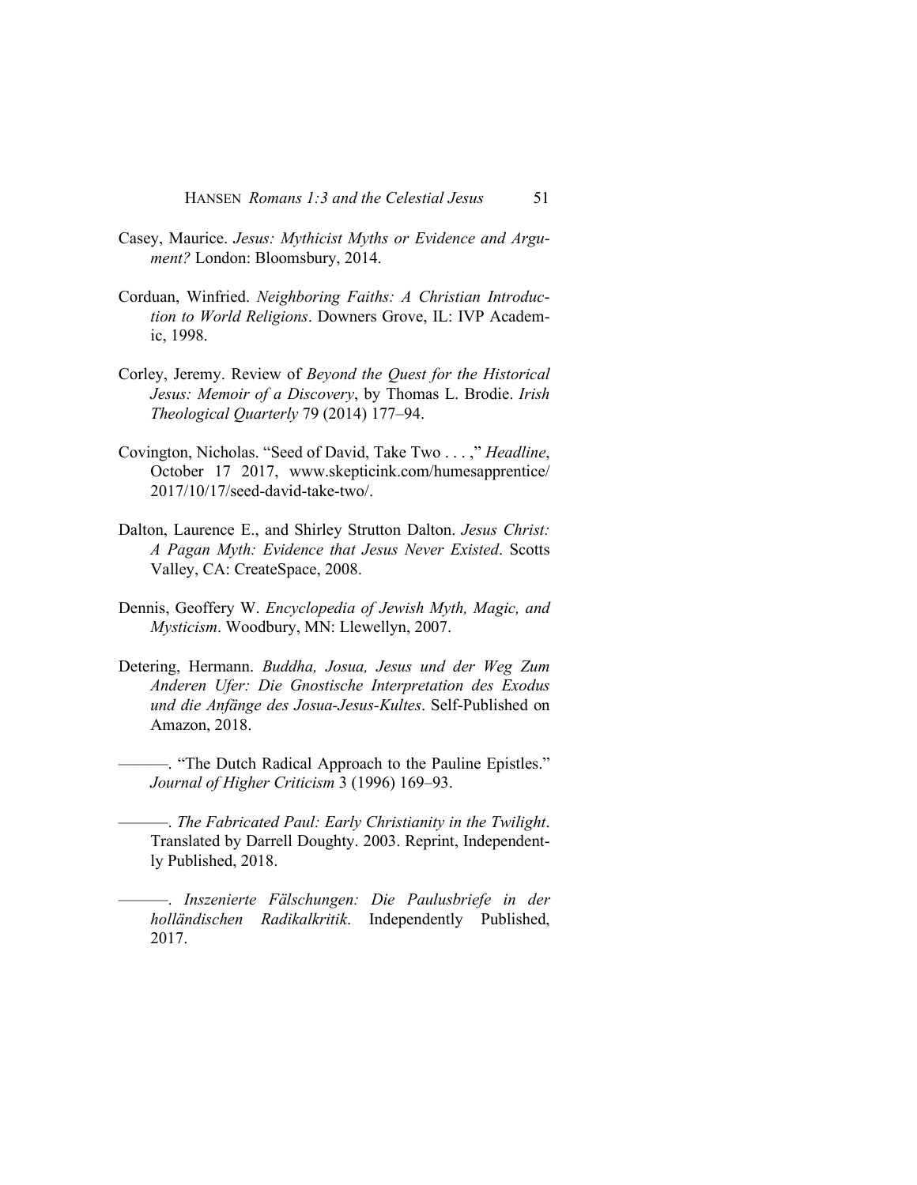Casey, Maurice. *Jesus: Mythicist Myths or Evidence and Argument?* London: Bloomsbury, 2014.

Corduan, Winfried. *Neighboring Faiths: A Christian Introduction to World Religions*. Downers Grove, IL: IVP Academic, 1998.

Corley, Jeremy. Review of *Beyond the Quest for the Historical Jesus: Memoir of a Discovery*, by Thomas L. Brodie. *Irish Theological Quarterly* 79 (2014) 177–94.

Covington, Nicholas. "Seed of David, Take Two . . . ," *Headline*, October 17 2017, www.skepticink.com/humesapprentice/2017/10/17/seed-david-take-two/.

Dalton, Laurence E., and Shirley Strutton Dalton. *Jesus Christ: A Pagan Myth: Evidence that Jesus Never Existed*. Scotts Valley, CA: CreateSpace, 2008.

Dennis, Geoffery W. *Encyclopedia of Jewish Myth, Magic, and Mysticism*. Woodbury, MN: Llewellyn, 2007.

Detering, Hermann. *Buddha, Josua, Jesus und der Weg Zum Anderen Ufer: Die Gnostische Interpretation des Exodus und die Anfänge des Josua-Jesus-Kultes*. Self-Published on Amazon, 2018.

———. "The Dutch Radical Approach to the Pauline Epistles." *Journal of Higher Criticism* 3 (1996) 169–93.

———. *The Fabricated Paul: Early Christianity in the Twilight*. Translated by Darrell Doughty. 2003. Reprint, Independently Published, 2018.

———. *Inszenierte Fälschungen: Die Paulusbriefe in der holländischen Radikalkritik*. Independently Published, 2017.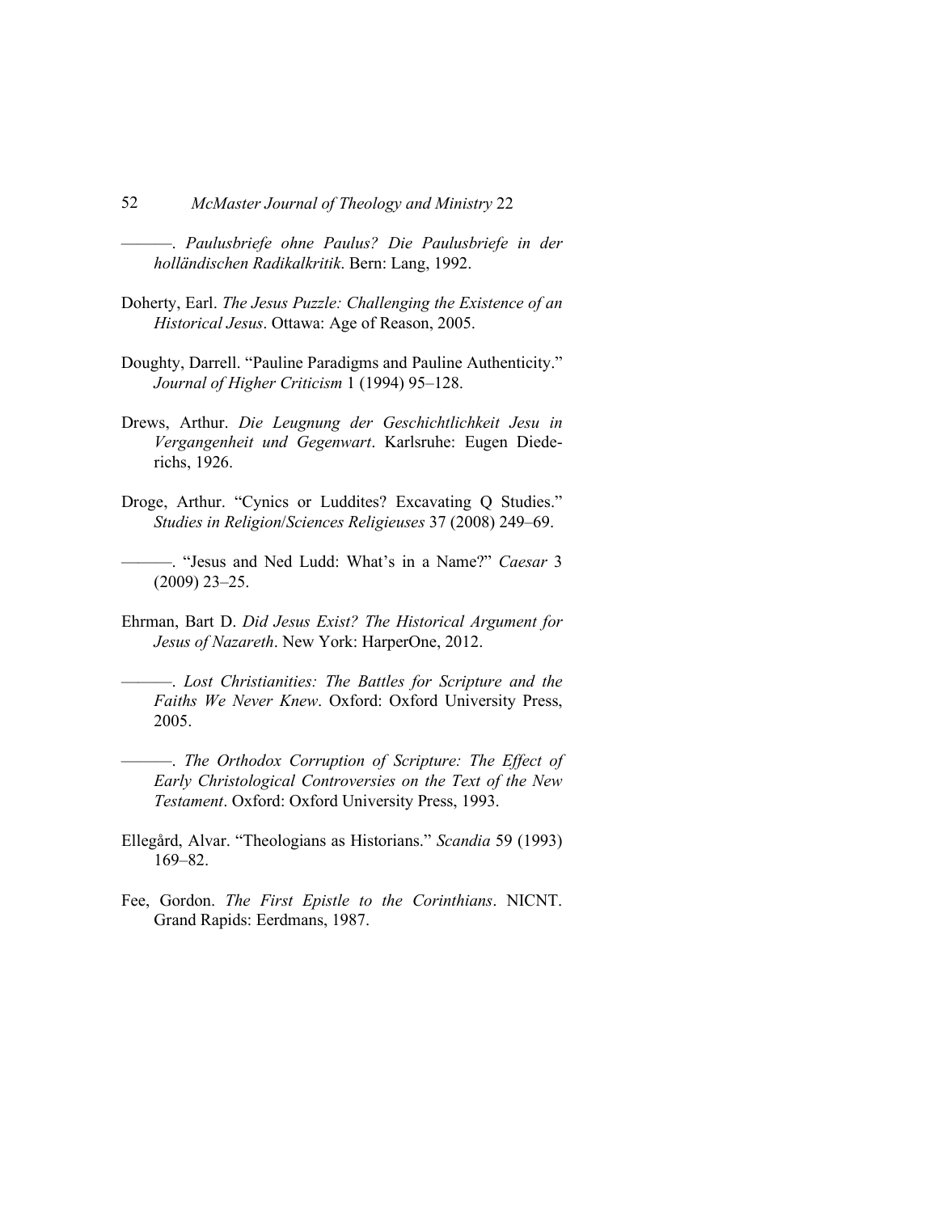———. *Paulusbriefe ohne Paulus? Die Paulusbriefe in der holländischen Radikalkritik*. Bern: Lang, 1992.

Doherty, Earl. *The Jesus Puzzle: Challenging the Existence of an Historical Jesus*. Ottawa: Age of Reason, 2005.

Doughty, Darrell. "Pauline Paradigms and Pauline Authenticity." *Journal of Higher Criticism* 1 (1994) 95–128.

Drews, Arthur. *Die Leugnung der Geschichtlichkeit Jesu in Vergangenheit und Gegenwart*. Karlsruhe: Eugen Diederichs, 1926.

Droge, Arthur. "Cynics or Luddites? Excavating Q Studies." *Studies in Religion/Sciences Religieuses* 37 (2008) 249–69.

———. "Jesus and Ned Ludd: What's in a Name?" *Caesar* 3 (2009) 23–25.

Ehrman, Bart D. *Did Jesus Exist? The Historical Argument for Jesus of Nazareth*. New York: HarperOne, 2012.

———. *Lost Christianities: The Battles for Scripture and the Faiths We Never Knew*. Oxford: Oxford University Press, 2005.

———. *The Orthodox Corruption of Scripture: The Effect of Early Christological Controversies on the Text of the New Testament*. Oxford: Oxford University Press, 1993.

Ellegård, Alvar. "Theologians as Historians." *Scandia* 59 (1993) 169–82.

Fee, Gordon. *The First Epistle to the Corinthians*. NICNT. Grand Rapids: Eerdmans, 1987.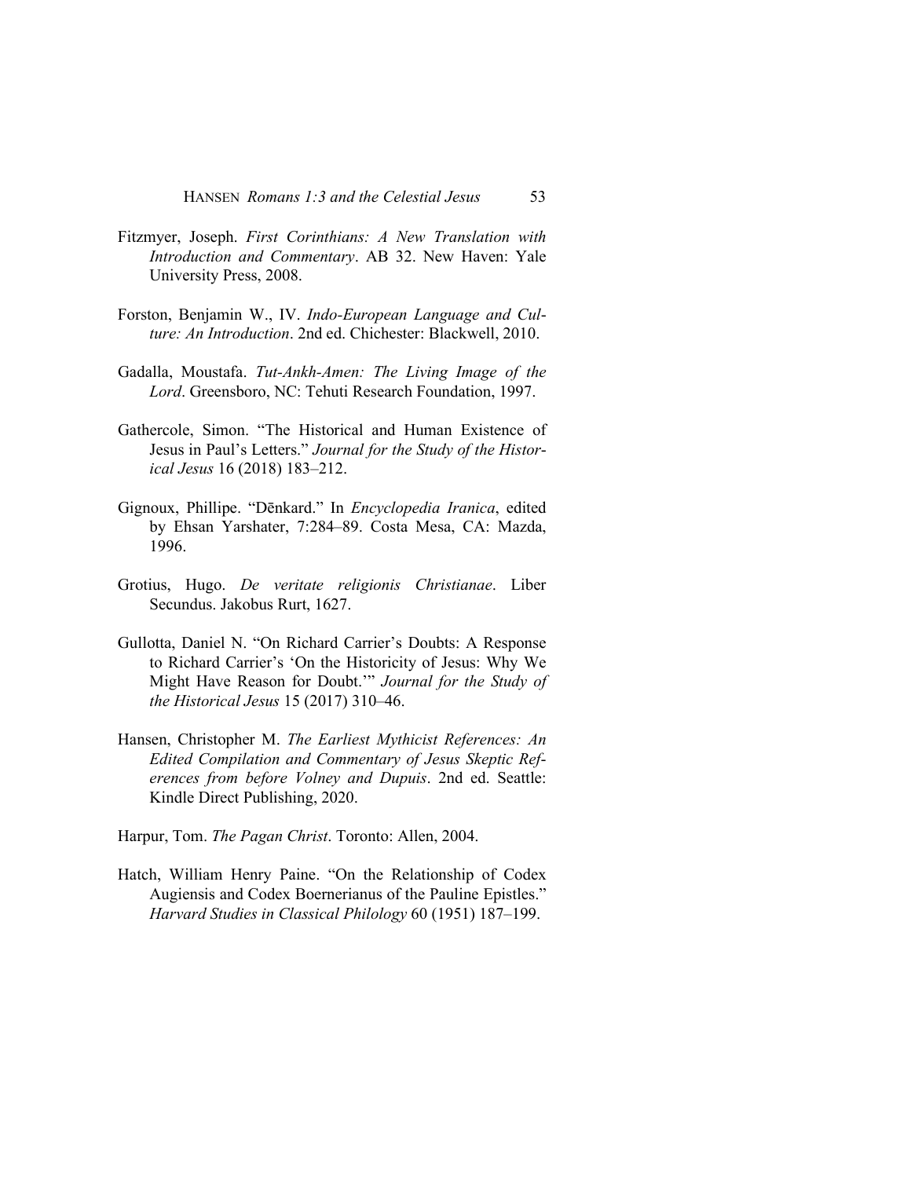Fitzmyer, Joseph. *First Corinthians: A New Translation with Introduction and Commentary*. AB 32. New Haven: Yale University Press, 2008.

Forston, Benjamin W., IV. *Indo-European Language and Culture: An Introduction*. 2nd ed. Chichester: Blackwell, 2010.

Gadalla, Moustafa. *Tut-Ankh-Amen: The Living Image of the Lord*. Greensboro, NC: Tehuti Research Foundation, 1997.

Gathercole, Simon. "The Historical and Human Existence of Jesus in Paul's Letters." *Journal for the Study of the Historical Jesus* 16 (2018) 183–212.

Gignoux, Phillipe. "Dēnkard." In *Encyclopedia Iranica*, edited by Ehsan Yarshater, 7:284–89. Costa Mesa, CA: Mazda, 1996.

Grotius, Hugo. *De veritate religionis Christianae*. Liber Secundus. Jakobus Rurt, 1627.

Gullotta, Daniel N. "On Richard Carrier's Doubts: A Response to Richard Carrier's 'On the Historicity of Jesus: Why We Might Have Reason for Doubt.'" *Journal for the Study of the Historical Jesus* 15 (2017) 310–46.

Hansen, Christopher M. *The Earliest Mythicist References: An Edited Compilation and Commentary of Jesus Skeptic References from before Volney and Dupuis*. 2nd ed. Seattle: Kindle Direct Publishing, 2020.

Harpur, Tom. *The Pagan Christ*. Toronto: Allen, 2004.

Hatch, William Henry Paine. "On the Relationship of Codex Augiensis and Codex Boernerianus of the Pauline Epistles." *Harvard Studies in Classical Philology* 60 (1951) 187–199.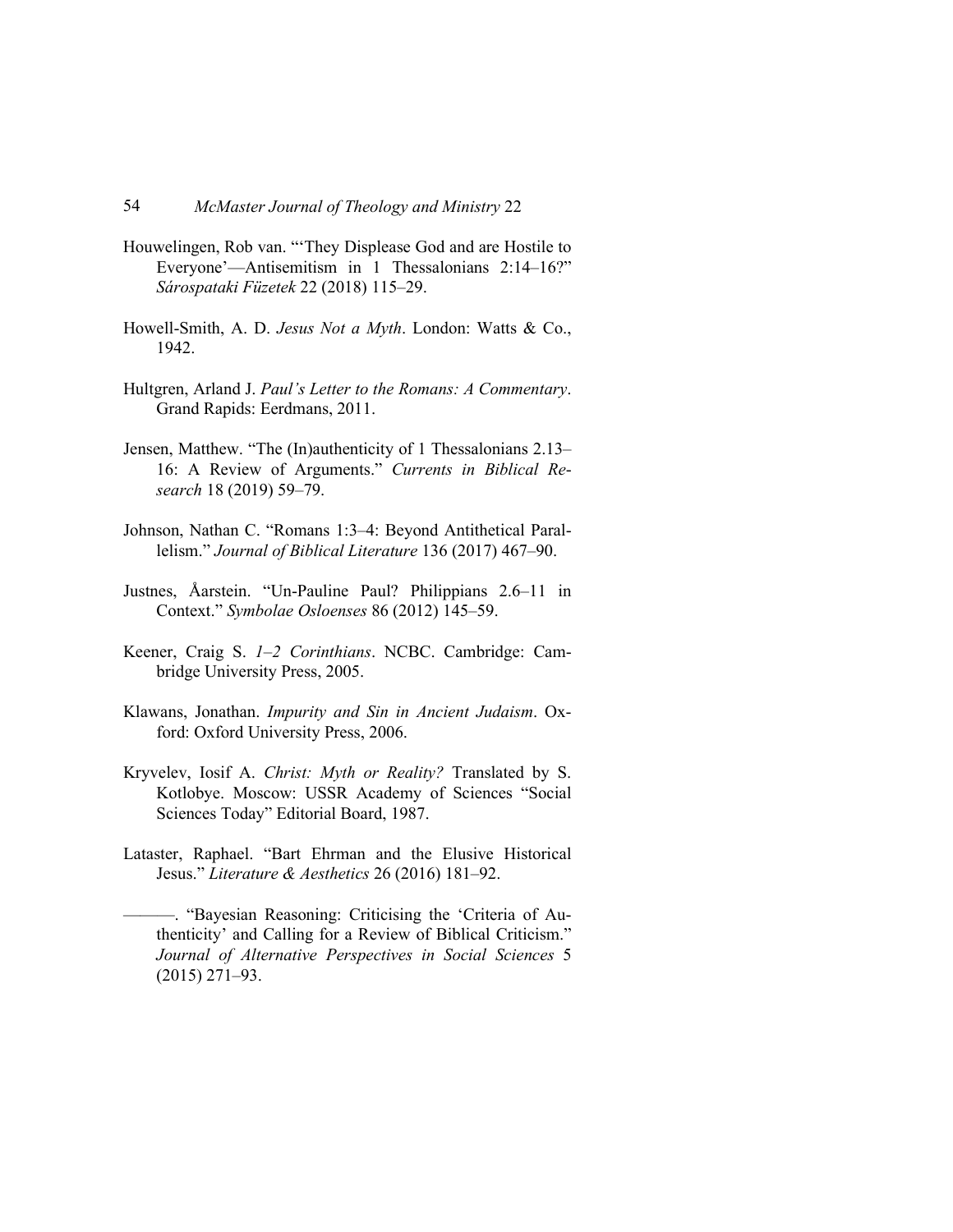Houwelingen, Rob van. "'They Displease God and are Hostile to Everyone'—Antisemitism in 1 Thessalonians 2:14–16?" *Sárospataki Füzetek* 22 (2018) 115–29.

Howell-Smith, A. D. *Jesus Not a Myth*. London: Watts & Co., 1942.

Hultgren, Arland J. *Paul's Letter to the Romans: A Commentary*. Grand Rapids: Eerdmans, 2011.

Jensen, Matthew. "The (In)authenticity of 1 Thessalonians 2.13–16: A Review of Arguments." *Currents in Biblical Research* 18 (2019) 59–79.

Johnson, Nathan C. "Romans 1:3–4: Beyond Antithetical Parallelism." *Journal of Biblical Literature* 136 (2017) 467–90.

Justnes, Årstein. "Un-Pauline Paul? Philippians 2.6–11 in Context." *Symbolae Osloenses* 86 (2012) 145–59.

Keener, Craig S. *1–2 Corinthians*. NCBC. Cambridge: Cambridge University Press, 2005.

Klawans, Jonathan. *Impurity and Sin in Ancient Judaism*. Oxford: Oxford University Press, 2006.

Kryvelev, Iosif A. *Christ: Myth or Reality?* Translated by S. Kotlobye. Moscow: USSR Academy of Sciences "Social Sciences Today" Editorial Board, 1987.

Lataster, Raphael. "Bart Ehrman and the Elusive Historical Jesus." *Literature & Aesthetics* 26 (2016) 181–92.

———. "Bayesian Reasoning: Criticising the 'Criteria of Authenticity' and Calling for a Review of Biblical Criticism." *Journal of Alternative Perspectives in Social Sciences* 5 (2015) 271–93.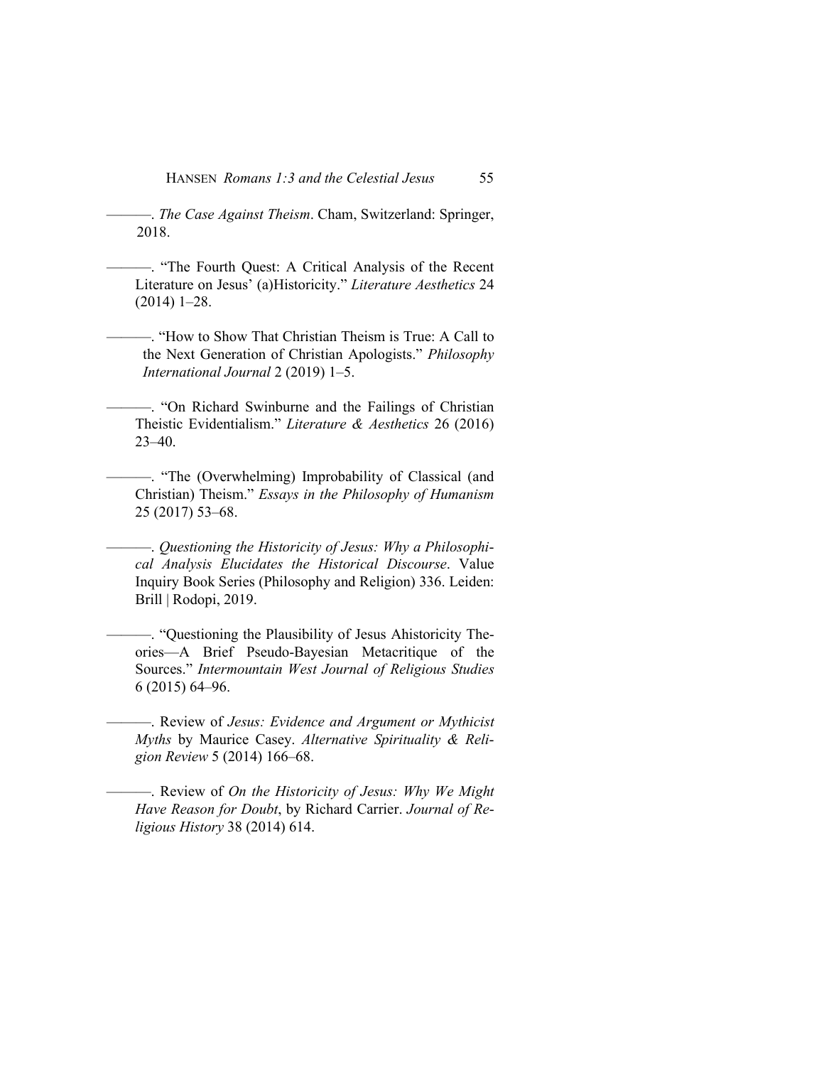———. *The Case Against Theism*. Cham, Switzerland: Springer, 2018.

———. "The Fourth Quest: A Critical Analysis of the Recent Literature on Jesus' (a)Historicity." *Literature Aesthetics* 24 (2014) 1–28.

———. "How to Show That Christian Theism is True: A Call to the Next Generation of Christian Apologists." *Philosophy International Journal* 2 (2019) 1–5.

———. "On Richard Swinburne and the Failings of Christian Theistic Evidentialism." *Literature & Aesthetics* 26 (2016) 23–40.

———. "The (Overwhelming) Improbability of Classical (and Christian) Theism." *Essays in the Philosophy of Humanism* 25 (2017) 53–68.

———. *Questioning the Historicity of Jesus: Why a Philosophical Analysis Elucidates the Historical Discourse*. Value Inquiry Book Series (Philosophy and Religion) 336. Leiden: Brill | Rodopi, 2019.

———. "Questioning the Plausibility of Jesus Ahistoricity Theories—A Brief Pseudo-Bayesian Metacritique of the Sources." *Intermountain West Journal of Religious Studies* 6 (2015) 64–96.

———. Review of *Jesus: Evidence and Argument or Mythicist Myths* by Maurice Casey. *Alternative Spirituality & Religion Review* 5 (2014) 166–68.

———. Review of *On the Historicity of Jesus: Why We Might Have Reason for Doubt*, by Richard Carrier. *Journal of Religious History* 38 (2014) 614.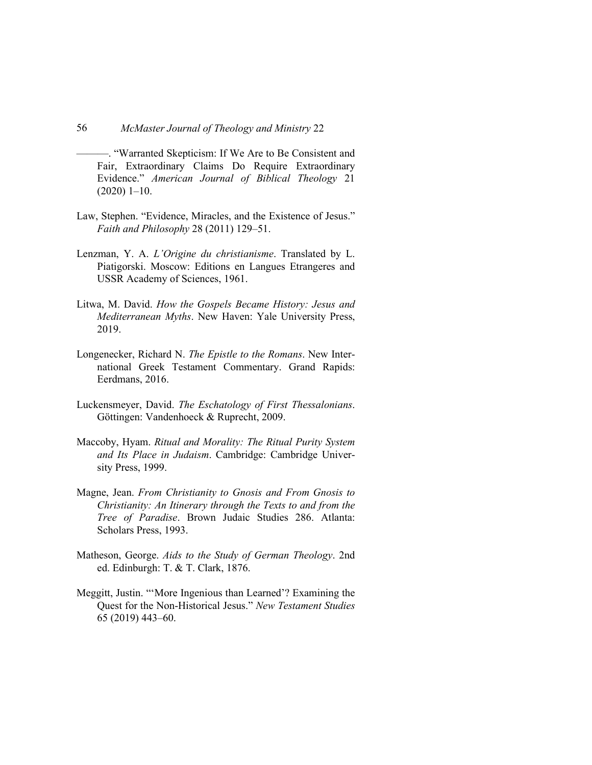———. “Warranted Skepticism: If We Are to Be Consistent and Fair, Extraordinary Claims Do Require Extraordinary Evidence.” *American Journal of Biblical Theology* 21 (2020) 1–10.

Law, Stephen. “Evidence, Miracles, and the Existence of Jesus.” *Faith and Philosophy* 28 (2011) 129–51.

Lenzman, Y. A. *L’Origine du christianisme*. Translated by L. Piatigorski. Moscow: Editions en Langues Etrangeres and USSR Academy of Sciences, 1961.

Litwa, M. David. *How the Gospels Became History: Jesus and Mediterranean Myths*. New Haven: Yale University Press, 2019.

Longenecker, Richard N. *The Epistle to the Romans*. New International Greek Testament Commentary. Grand Rapids: Eerdmans, 2016.

Luckensmeyer, David. *The Eschatology of First Thessalonians*. Göttingen: Vandenhoeck & Ruprecht, 2009.

Maccoby, Hyam. *Ritual and Morality: The Ritual Purity System and Its Place in Judaism*. Cambridge: Cambridge University Press, 1999.

Magne, Jean. *From Christianity to Gnosis and From Gnosis to Christianity: An Itinerary through the Texts to and from the Tree of Paradise*. Brown Judaic Studies 286. Atlanta: Scholars Press, 1993.

Matheson, George. *Aids to the Study of German Theology*. 2nd ed. Edinburgh: T. & T. Clark, 1876.

Meggitt, Justin. “‘More Ingenious than Learned’? Examining the Quest for the Non-Historical Jesus.” *New Testament Studies* 65 (2019) 443–60.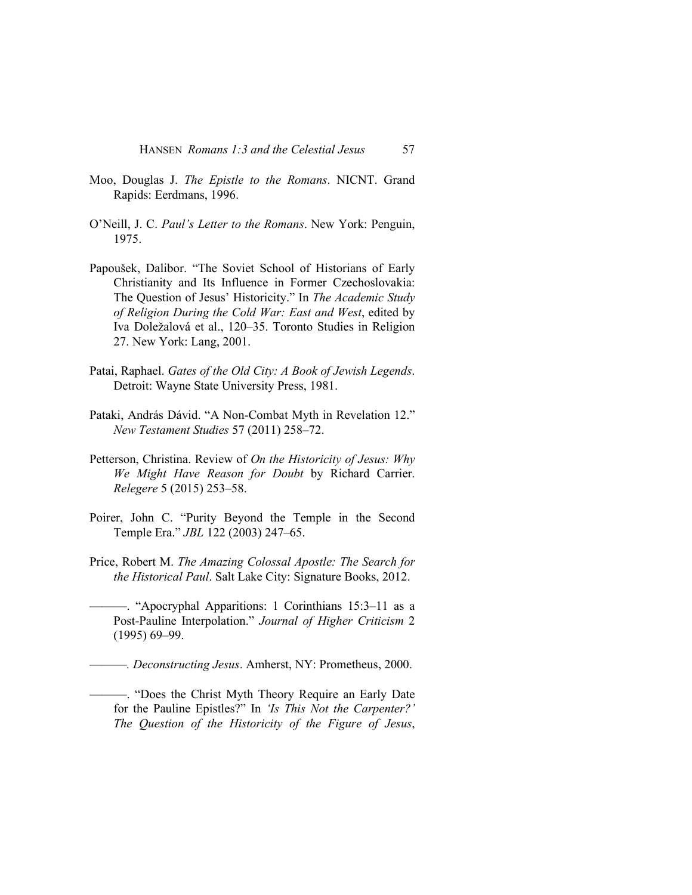Moo, Douglas J. *The Epistle to the Romans*. NICNT. Grand Rapids: Eerdmans, 1996.

O'Neill, J. C. *Paul's Letter to the Romans*. New York: Penguin, 1975.

Papoušek, Dalibor. "The Soviet School of Historians of Early Christianity and Its Influence in Former Czechoslovakia: The Question of Jesus' Historicity." In *The Academic Study of Religion During the Cold War: East and West*, edited by Iva Doležalová et al., 120–35. Toronto Studies in Religion 27. New York: Lang, 2001.

Patai, Raphael. *Gates of the Old City: A Book of Jewish Legends*. Detroit: Wayne State University Press, 1981.

Pataki, András Dávid. "A Non-Combat Myth in Revelation 12." *New Testament Studies* 57 (2011) 258–72.

Petterson, Christina. Review of *On the Historicity of Jesus: Why We Might Have Reason for Doubt* by Richard Carrier. *Relegere* 5 (2015) 253–58.

Poirer, John C. "Purity Beyond the Temple in the Second Temple Era." *JBL* 122 (2003) 247–65.

Price, Robert M. *The Amazing Colossal Apostle: The Search for the Historical Paul*. Salt Lake City: Signature Books, 2012.

———. "Apocryphal Apparitions: 1 Corinthians 15:3–11 as a Post-Pauline Interpolation." *Journal of Higher Criticism* 2 (1995) 69–99.

———. *Deconstructing Jesus*. Amherst, NY: Prometheus, 2000.

———. "Does the Christ Myth Theory Require an Early Date for the Pauline Epistles?" In *'Is This Not the Carpenter?' The Question of the Historicity of the Figure of Jesus*,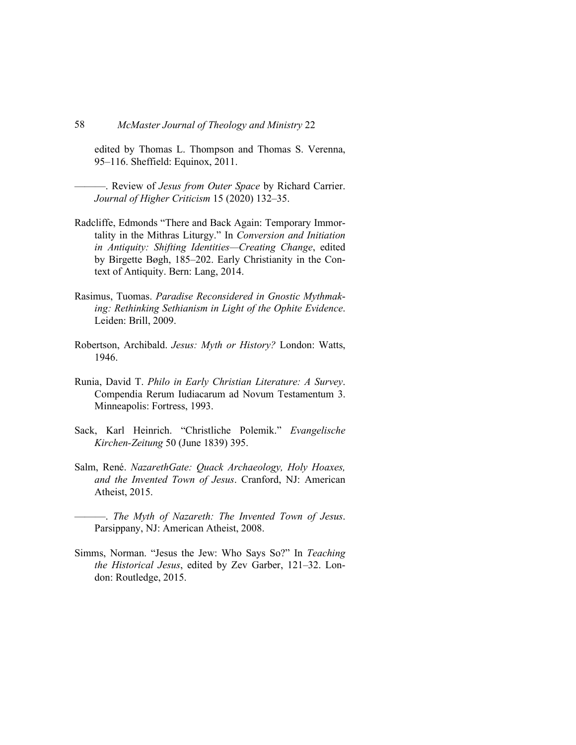edited by Thomas L. Thompson and Thomas S. Verenna, 95–116. Sheffield: Equinox, 2011.

———. Review of *Jesus from Outer Space* by Richard Carrier. *Journal of Higher Criticism* 15 (2020) 132–35.

Radcliffe, Edmonds “There and Back Again: Temporary Immortality in the Mithras Liturgy.” In *Conversion and Initiation in Antiquity: Shifting Identities—Creating Change*, edited by Birgette Bøgh, 185–202. Early Christianity in the Context of Antiquity. Bern: Lang, 2014.

Rasimus, Tuomas. *Paradise Reconsidered in Gnostic Mythmaking: Rethinking Sethianism in Light of the Ophite Evidence*. Leiden: Brill, 2009.

Robertson, Archibald. *Jesus: Myth or History?* London: Watts, 1946.

Runia, David T. *Philo in Early Christian Literature: A Survey*. Compendia Rerum Iudiacarum ad Novum Testamentum 3. Minneapolis: Fortress, 1993.

Sack, Karl Heinrich. “Christliche Polemik.” *Evangelische Kirchen-Zeitung* 50 (June 1839) 395.

Salm, René. *NazarethGate: Quack Archaeology, Holy Hoaxes, and the Invented Town of Jesus*. Cranford, NJ: American Atheist, 2015.

———. *The Myth of Nazareth: The Invented Town of Jesus*. Parsippany, NJ: American Atheist, 2008.

Simms, Norman. “Jesus the Jew: Who Says So?” In *Teaching the Historical Jesus*, edited by Zev Garber, 121–32. London: Routledge, 2015.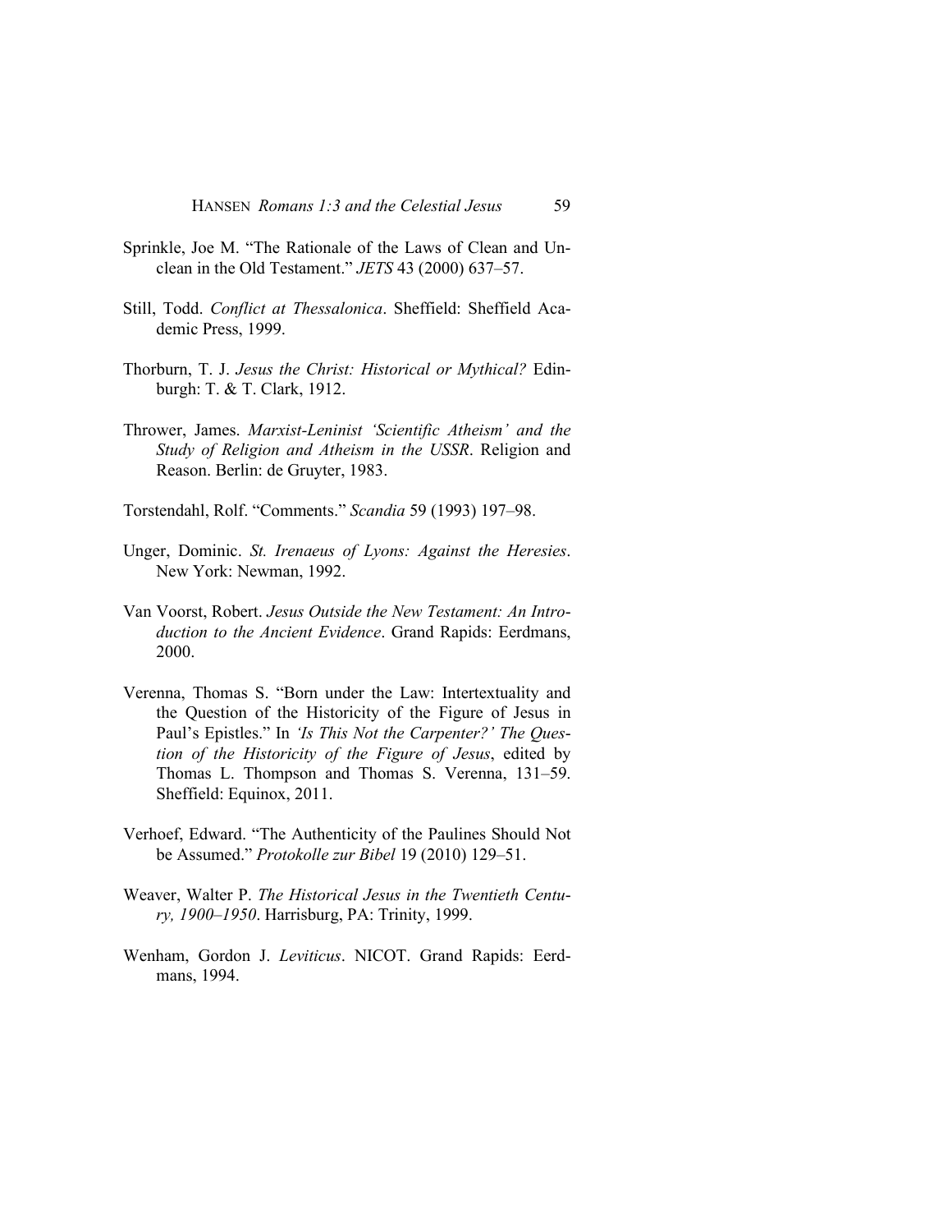Sprinkle, Joe M. "The Rationale of the Laws of Clean and Unclean in the Old Testament." *JETS* 43 (2000) 637–57.

Still, Todd. *Conflict at Thessalonica*. Sheffield: Sheffield Academic Press, 1999.

Thorburn, T. J. *Jesus the Christ: Historical or Mythical?* Edinburgh: T. & T. Clark, 1912.

Thrower, James. *Marxist-Leninist 'Scientific Atheism' and the Study of Religion and Atheism in the USSR*. Religion and Reason. Berlin: de Gruyter, 1983.

Torstendahl, Rolf. "Comments." *Scandia* 59 (1993) 197–98.

Unger, Dominic. *St. Irenaeus of Lyons: Against the Heresies*. New York: Newman, 1992.

Van Voorst, Robert. *Jesus Outside the New Testament: An Introduction to the Ancient Evidence*. Grand Rapids: Eerdmans, 2000.

Verenna, Thomas S. "Born under the Law: Intertextuality and the Question of the Historicity of the Figure of Jesus in Paul's Epistles." In *'Is This Not the Carpenter?' The Question of the Historicity of the Figure of Jesus*, edited by Thomas L. Thompson and Thomas S. Verenna, 131–59. Sheffield: Equinox, 2011.

Verhoef, Edward. "The Authenticity of the Paulines Should Not be Assumed." *Protokolle zur Bibel* 19 (2010) 129–51.

Weaver, Walter P. *The Historical Jesus in the Twentieth Century, 1900–1950*. Harrisburg, PA: Trinity, 1999.

Wenham, Gordon J. *Leviticus*. NICOT. Grand Rapids: Eerdmans, 1994.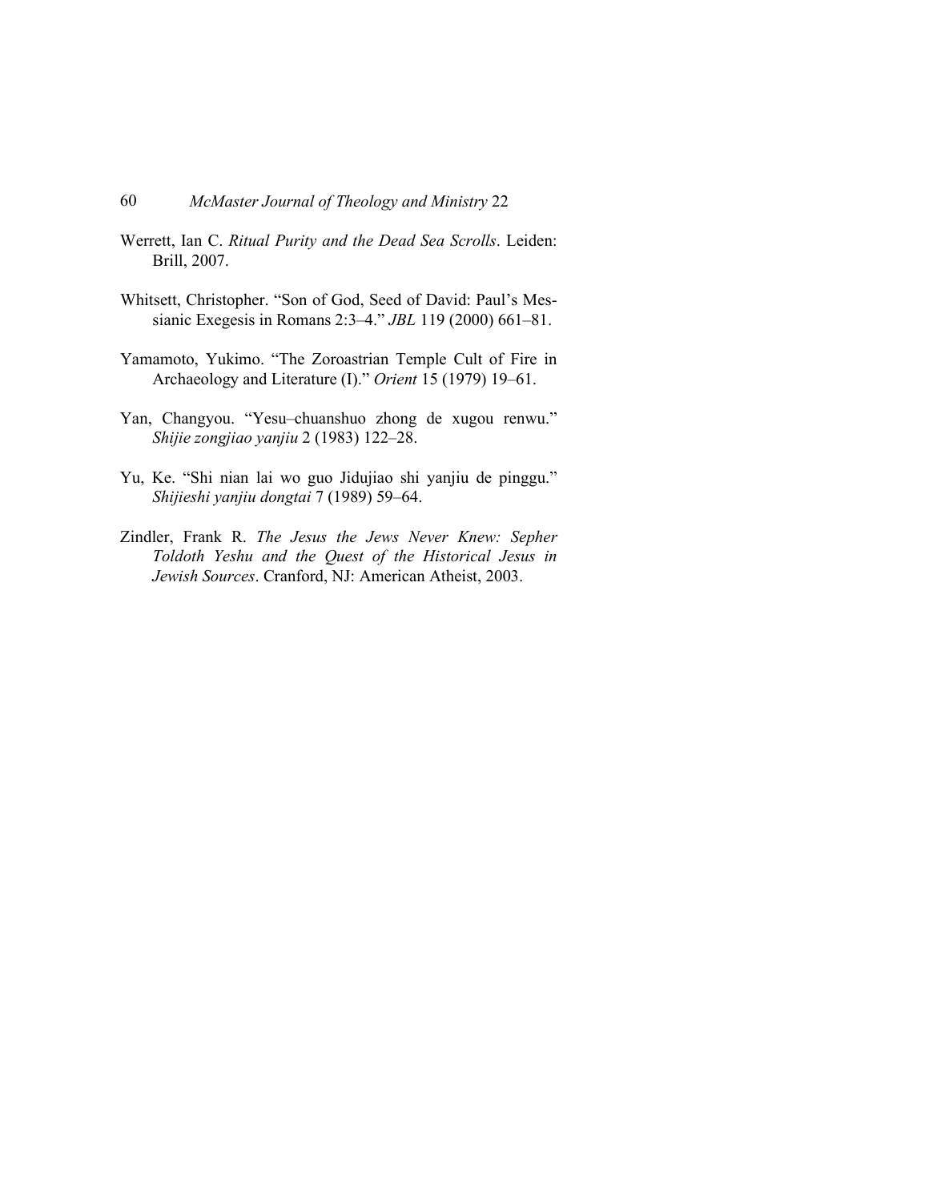Werrett, Ian C. *Ritual Purity and the Dead Sea Scrolls*. Leiden: Brill, 2007.

Whitsett, Christopher. "Son of God, Seed of David: Paul's Messianic Exegesis in Romans 2:3–4." *JBL* 119 (2000) 661–81.

Yamamoto, Yukimo. "The Zoroastrian Temple Cult of Fire in Archaeology and Literature (I)." *Orient* 15 (1979) 19–61.

Yan, Changyou. "Yesu–chuanshuo zhong de xugou renwu." *Shijie zongjiao yanjiu* 2 (1983) 122–28.

Yu, Ke. "Shi nian lai wo guo Jidujiao shi yanjiu de pinggu." *Shijieshi yanjiu dongtai* 7 (1989) 59–64.

Zindler, Frank R. *The Jesus the Jews Never Knew: Sepher Toldoth Yeshu and the Quest of the Historical Jesus in Jewish Sources*. Cranford, NJ: American Atheist, 2003.